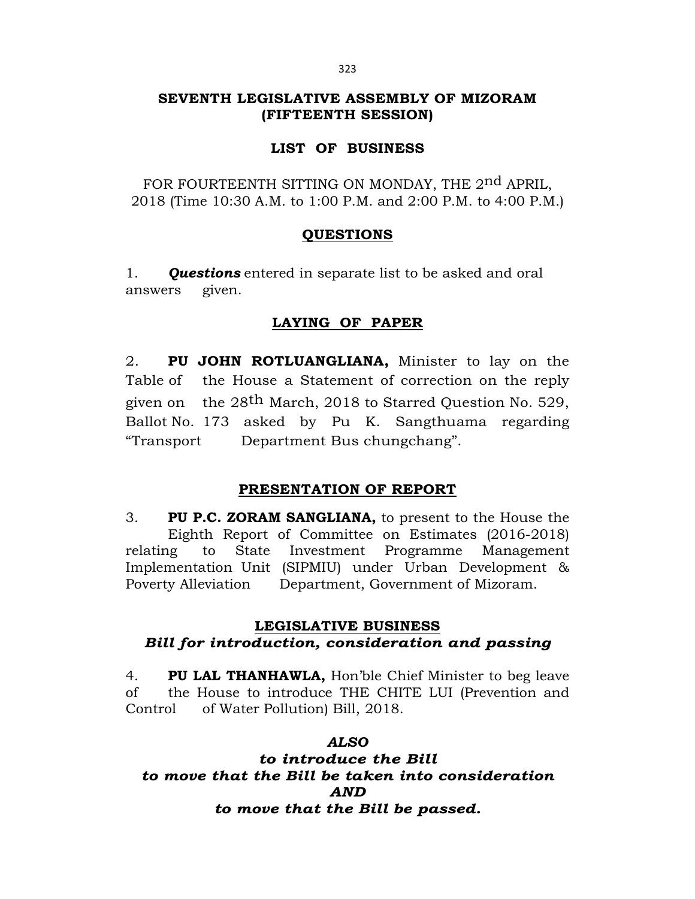# SEVENTH LEGISLATIVE ASSEMBLY OF MIZORAM (FIFTEENTH SESSION)

## LIST OF BUSINESS

FOR FOURTEENTH SITTING ON MONDAY, THE 2nd APRIL, 2018 (Time 10:30 A.M. to 1:00 P.M. and 2:00 P.M. to 4:00 P.M.)

### QUESTIONS

1. ***Questions*** entered in separate list to be asked and oral answers given.

### LAYING OF PAPER

2. **PU JOHN ROTLUANGLIANA,** Minister to lay on the Table of the House a Statement of correction on the reply given on the 28th March, 2018 to Starred Question No. 529, Ballot No. 173 asked by Pu K. Sangthuama regarding "Transport Department Bus chungchang".

### PRESENTATION OF REPORT

3. **PU P.C. ZORAM SANGLIANA,** to present to the House the Eighth Report of Committee on Estimates (2016-2018) relating to State Investment Programme Management Implementation Unit (SIPMIU) under Urban Development & Poverty Alleviation Department, Government of Mizoram.

### LEGISLATIVE BUSINESS

***Bill for introduction, consideration and passing***

4. **PU LAL THANHAWLA,** Hon'ble Chief Minister to beg leave of the House to introduce THE CHITE LUI (Prevention and Control of Water Pollution) Bill, 2018.

***ALSO***

***to introduce the Bill***

***to move that the Bill be taken into consideration***

***AND***

***to move that the Bill be passed.***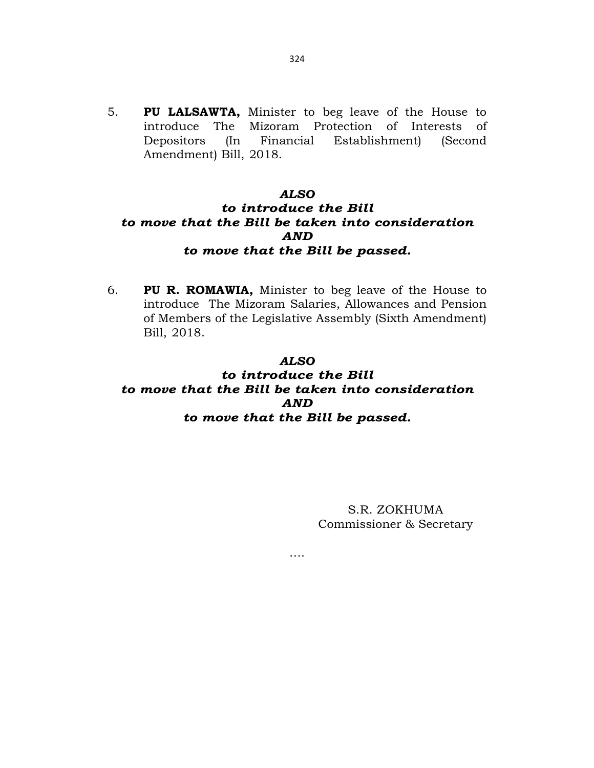5. **PU LALSAWTA,** Minister to beg leave of the House to introduce The Mizoram Protection of Interests of Depositors (In Financial Establishment) (Second Amendment) Bill, 2018.

***ALSO***

***to introduce the Bill***

***to move that the Bill be taken into consideration***

***AND***

***to move that the Bill be passed.***

6. **PU R. ROMAWIA,** Minister to beg leave of the House to introduce The Mizoram Salaries, Allowances and Pension of Members of the Legislative Assembly (Sixth Amendment) Bill, 2018.

***ALSO***

***to introduce the Bill***

***to move that the Bill be taken into consideration***

***AND***

***to move that the Bill be passed.***

S.R. ZOKHUMA
Commissioner & Secretary

….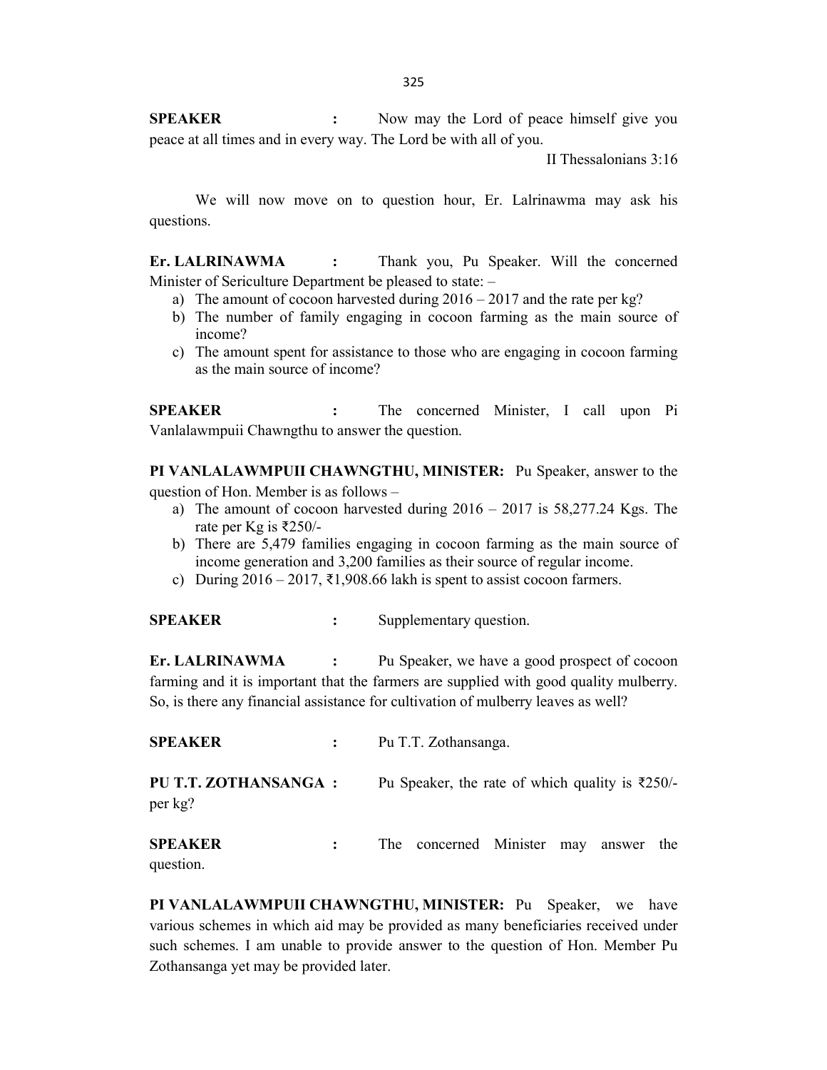**SPEAKER** : Now may the Lord of peace himself give you peace at all times and in every way. The Lord be with all of you.

II Thessalonians 3:16

We will now move on to question hour, Er. Lalrinawma may ask his questions.

**Er. LALRINAWMA** : Thank you, Pu Speaker. Will the concerned Minister of Sericulture Department be pleased to state: –

a) The amount of cocoon harvested during 2016 – 2017 and the rate per kg?
b) The number of family engaging in cocoon farming as the main source of income?
c) The amount spent for assistance to those who are engaging in cocoon farming as the main source of income?

**SPEAKER** : The concerned Minister, I call upon Pi Vanlalawmpuii Chawngthu to answer the question.

**PI VANLALAWMPUII CHAWNGTHU, MINISTER:** Pu Speaker, answer to the question of Hon. Member is as follows –

a) The amount of cocoon harvested during 2016 – 2017 is 58,277.24 Kgs. The rate per Kg is ₹250/-
b) There are 5,479 families engaging in cocoon farming as the main source of income generation and 3,200 families as their source of regular income.
c) During 2016 – 2017, ₹1,908.66 lakh is spent to assist cocoon farmers.

**SPEAKER** : Supplementary question.

**Er. LALRINAWMA** : Pu Speaker, we have a good prospect of cocoon farming and it is important that the farmers are supplied with good quality mulberry. So, is there any financial assistance for cultivation of mulberry leaves as well?

**SPEAKER** : Pu T.T. Zothansanga.

**PU T.T. ZOTHANSANGA :** Pu Speaker, the rate of which quality is ₹250/- per kg?

**SPEAKER** : The concerned Minister may answer the question.

**PI VANLALAWMPUII CHAWNGTHU, MINISTER:** Pu Speaker, we have various schemes in which aid may be provided as many beneficiaries received under such schemes. I am unable to provide answer to the question of Hon. Member Pu Zothansanga yet may be provided later.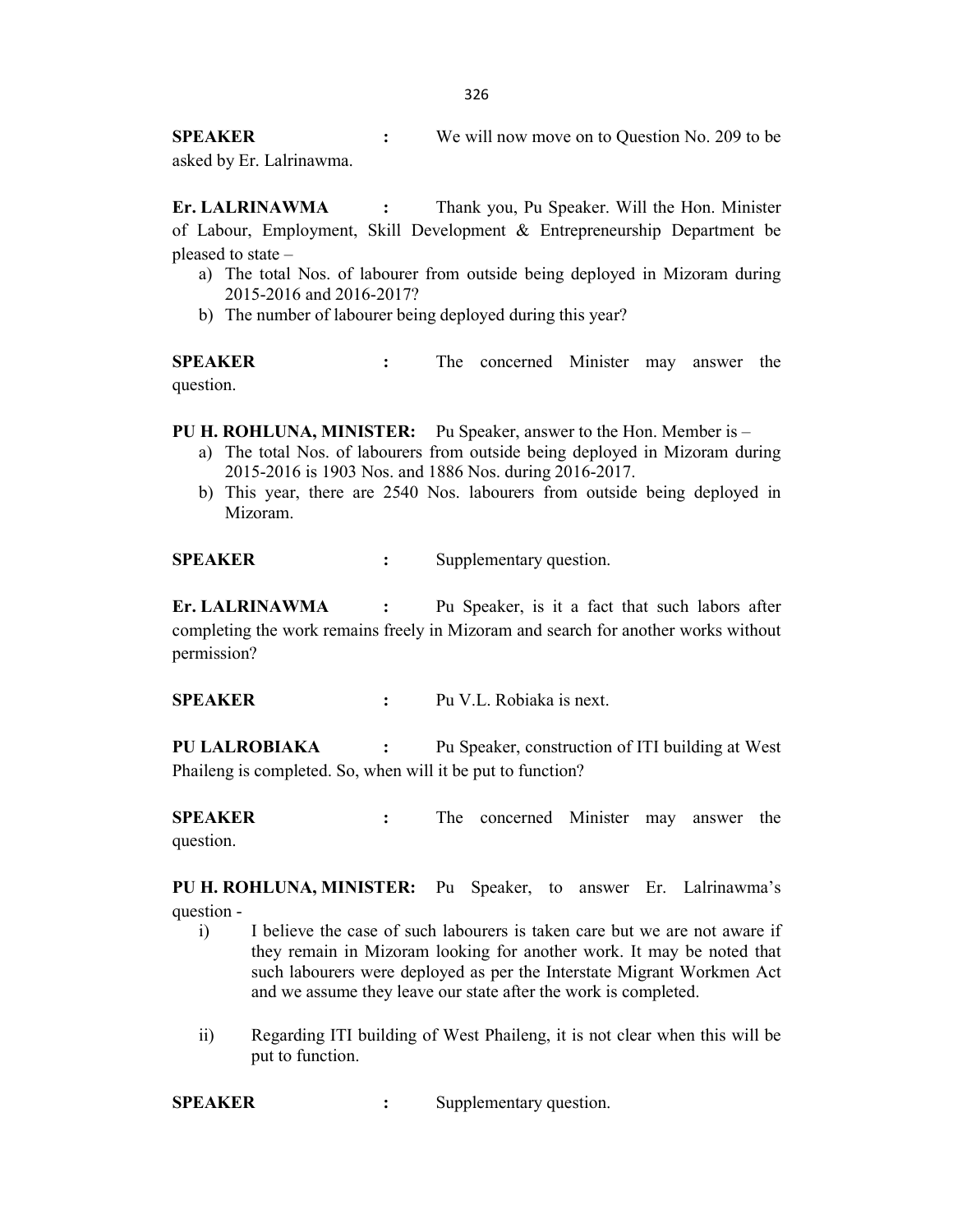**SPEAKER** : We will now move on to Question No. 209 to be asked by Er. Lalrinawma.

**Er. LALRINAWMA** : Thank you, Pu Speaker. Will the Hon. Minister of Labour, Employment, Skill Development & Entrepreneurship Department be pleased to state –

a) The total Nos. of labourer from outside being deployed in Mizoram during 2015-2016 and 2016-2017?
b) The number of labourer being deployed during this year?

**SPEAKER** : The concerned Minister may answer the question.

**PU H. ROHLUNA, MINISTER:** Pu Speaker, answer to the Hon. Member is –

a) The total Nos. of labourers from outside being deployed in Mizoram during 2015-2016 is 1903 Nos. and 1886 Nos. during 2016-2017.
b) This year, there are 2540 Nos. labourers from outside being deployed in Mizoram.

**SPEAKER** : Supplementary question.

**Er. LALRINAWMA** : Pu Speaker, is it a fact that such labors after completing the work remains freely in Mizoram and search for another works without permission?

**SPEAKER** : Pu V.L. Robiaka is next.

**PU LALROBIAKA** : Pu Speaker, construction of ITI building at West Phaileng is completed. So, when will it be put to function?

**SPEAKER** : The concerned Minister may answer the question.

**PU H. ROHLUNA, MINISTER:** Pu Speaker, to answer Er. Lalrinawma's question -

i) I believe the case of such labourers is taken care but we are not aware if they remain in Mizoram looking for another work. It may be noted that such labourers were deployed as per the Interstate Migrant Workmen Act and we assume they leave our state after the work is completed.

ii) Regarding ITI building of West Phaileng, it is not clear when this will be put to function.

**SPEAKER** : Supplementary question.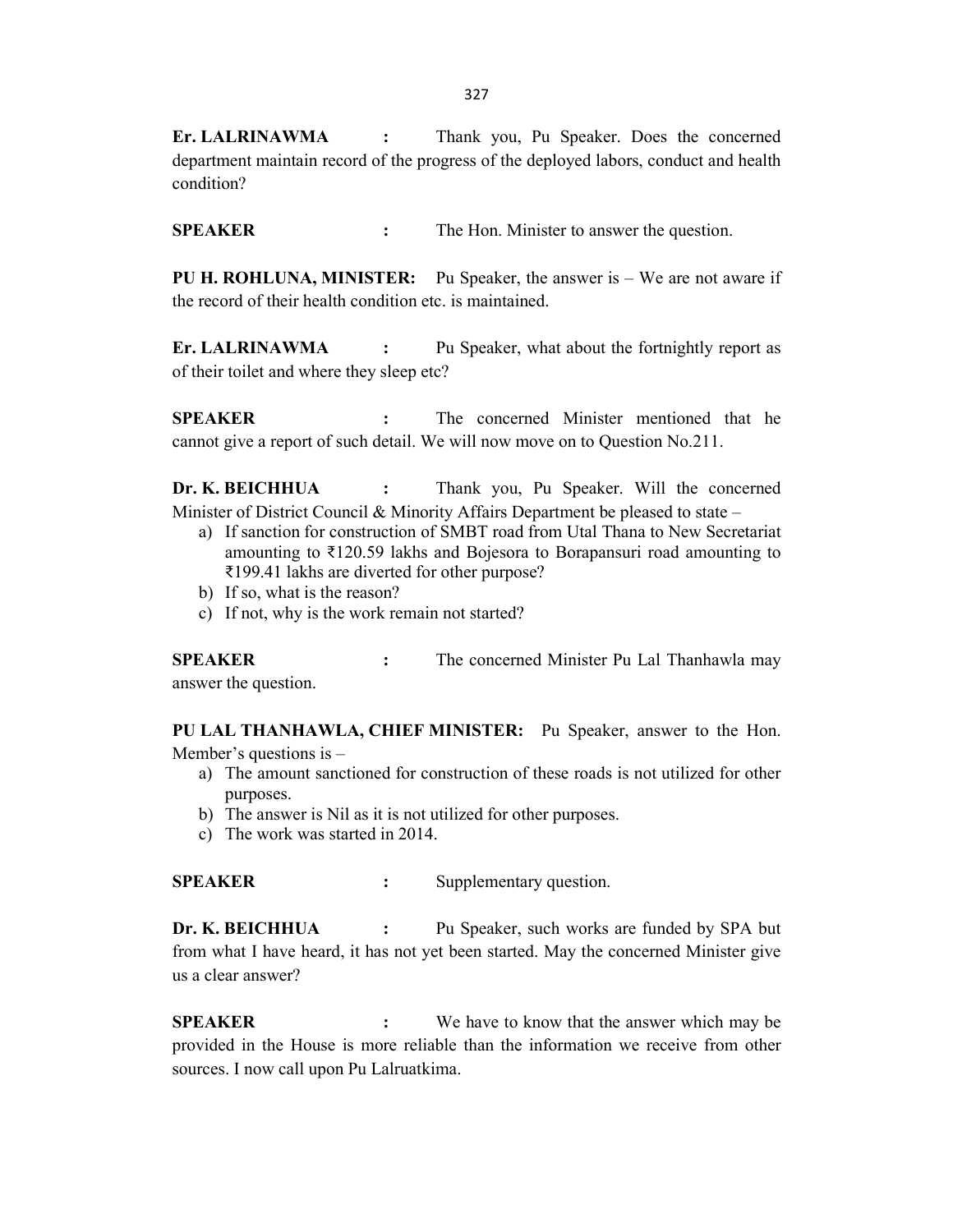**Er. LALRINAWMA :** Thank you, Pu Speaker. Does the concerned department maintain record of the progress of the deployed labors, conduct and health condition?

**SPEAKER :** The Hon. Minister to answer the question.

**PU H. ROHLUNA, MINISTER:** Pu Speaker, the answer is – We are not aware if the record of their health condition etc. is maintained.

**Er. LALRINAWMA :** Pu Speaker, what about the fortnightly report as of their toilet and where they sleep etc?

**SPEAKER :** The concerned Minister mentioned that he cannot give a report of such detail. We will now move on to Question No.211.

**Dr. K. BEICHHUA :** Thank you, Pu Speaker. Will the concerned Minister of District Council & Minority Affairs Department be pleased to state –

a) If sanction for construction of SMBT road from Utal Thana to New Secretariat amounting to ₹120.59 lakhs and Bojesora to Borapansuri road amounting to ₹199.41 lakhs are diverted for other purpose?
b) If so, what is the reason?
c) If not, why is the work remain not started?

**SPEAKER :** The concerned Minister Pu Lal Thanhawla may answer the question.

**PU LAL THANHAWLA, CHIEF MINISTER:** Pu Speaker, answer to the Hon. Member's questions is –

a) The amount sanctioned for construction of these roads is not utilized for other purposes.
b) The answer is Nil as it is not utilized for other purposes.
c) The work was started in 2014.

**SPEAKER :** Supplementary question.

**Dr. K. BEICHHUA :** Pu Speaker, such works are funded by SPA but from what I have heard, it has not yet been started. May the concerned Minister give us a clear answer?

**SPEAKER :** We have to know that the answer which may be provided in the House is more reliable than the information we receive from other sources. I now call upon Pu Lalruatkima.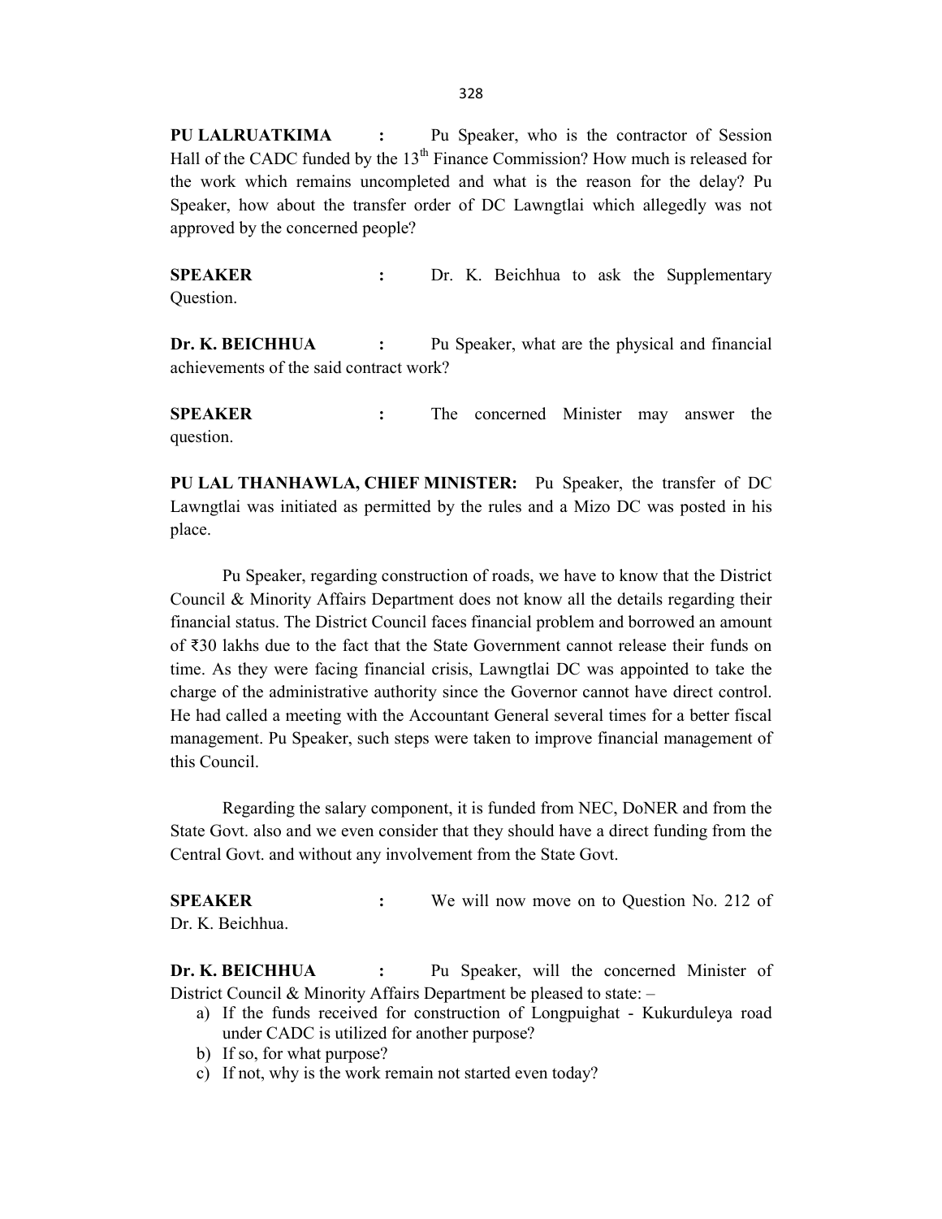**PU LALRUATKIMA :** Pu Speaker, who is the contractor of Session Hall of the CADC funded by the 13th Finance Commission? How much is released for the work which remains uncompleted and what is the reason for the delay? Pu Speaker, how about the transfer order of DC Lawngtlai which allegedly was not approved by the concerned people?

**SPEAKER :** Dr. K. Beichhua to ask the Supplementary Question.

**Dr. K. BEICHHUA :** Pu Speaker, what are the physical and financial achievements of the said contract work?

**SPEAKER :** The concerned Minister may answer the question.

**PU LAL THANHAWLA, CHIEF MINISTER:** Pu Speaker, the transfer of DC Lawngtlai was initiated as permitted by the rules and a Mizo DC was posted in his place.

Pu Speaker, regarding construction of roads, we have to know that the District Council & Minority Affairs Department does not know all the details regarding their financial status. The District Council faces financial problem and borrowed an amount of ₹30 lakhs due to the fact that the State Government cannot release their funds on time. As they were facing financial crisis, Lawngtlai DC was appointed to take the charge of the administrative authority since the Governor cannot have direct control. He had called a meeting with the Accountant General several times for a better fiscal management. Pu Speaker, such steps were taken to improve financial management of this Council.

Regarding the salary component, it is funded from NEC, DoNER and from the State Govt. also and we even consider that they should have a direct funding from the Central Govt. and without any involvement from the State Govt.

**SPEAKER :** We will now move on to Question No. 212 of Dr. K. Beichhua.

**Dr. K. BEICHHUA :** Pu Speaker, will the concerned Minister of District Council & Minority Affairs Department be pleased to state: –

a) If the funds received for construction of Longpuighat - Kukurduleya road under CADC is utilized for another purpose?
b) If so, for what purpose?
c) If not, why is the work remain not started even today?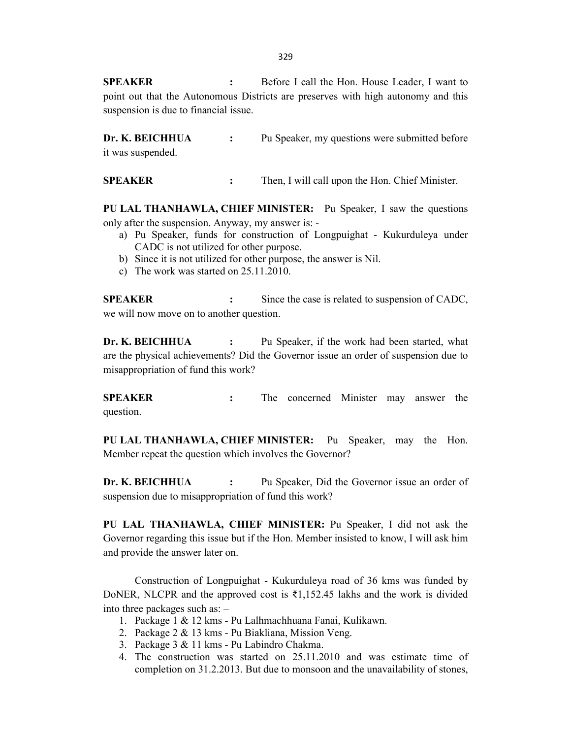**SPEAKER** : Before I call the Hon. House Leader, I want to point out that the Autonomous Districts are preserves with high autonomy and this suspension is due to financial issue.

**Dr. K. BEICHHUA** : Pu Speaker, my questions were submitted before it was suspended.

**SPEAKER** : Then, I will call upon the Hon. Chief Minister.

**PU LAL THANHAWLA, CHIEF MINISTER:** Pu Speaker, I saw the questions only after the suspension. Anyway, my answer is: -

a) Pu Speaker, funds for construction of Longpuighat - Kukurduleya under CADC is not utilized for other purpose.
b) Since it is not utilized for other purpose, the answer is Nil.
c) The work was started on 25.11.2010.

**SPEAKER** : Since the case is related to suspension of CADC, we will now move on to another question.

**Dr. K. BEICHHUA** : Pu Speaker, if the work had been started, what are the physical achievements? Did the Governor issue an order of suspension due to misappropriation of fund this work?

**SPEAKER** : The concerned Minister may answer the question.

**PU LAL THANHAWLA, CHIEF MINISTER:** Pu Speaker, may the Hon. Member repeat the question which involves the Governor?

**Dr. K. BEICHHUA** : Pu Speaker, Did the Governor issue an order of suspension due to misappropriation of fund this work?

**PU LAL THANHAWLA, CHIEF MINISTER:** Pu Speaker, I did not ask the Governor regarding this issue but if the Hon. Member insisted to know, I will ask him and provide the answer later on.

Construction of Longpuighat - Kukurduleya road of 36 kms was funded by DoNER, NLCPR and the approved cost is ₹1,152.45 lakhs and the work is divided into three packages such as: –

1. Package 1 & 12 kms - Pu Lalhmachhuana Fanai, Kulikawn.
2. Package 2 & 13 kms - Pu Biakliana, Mission Veng.
3. Package 3 & 11 kms - Pu Labindro Chakma.
4. The construction was started on 25.11.2010 and was estimate time of completion on 31.2.2013. But due to monsoon and the unavailability of stones,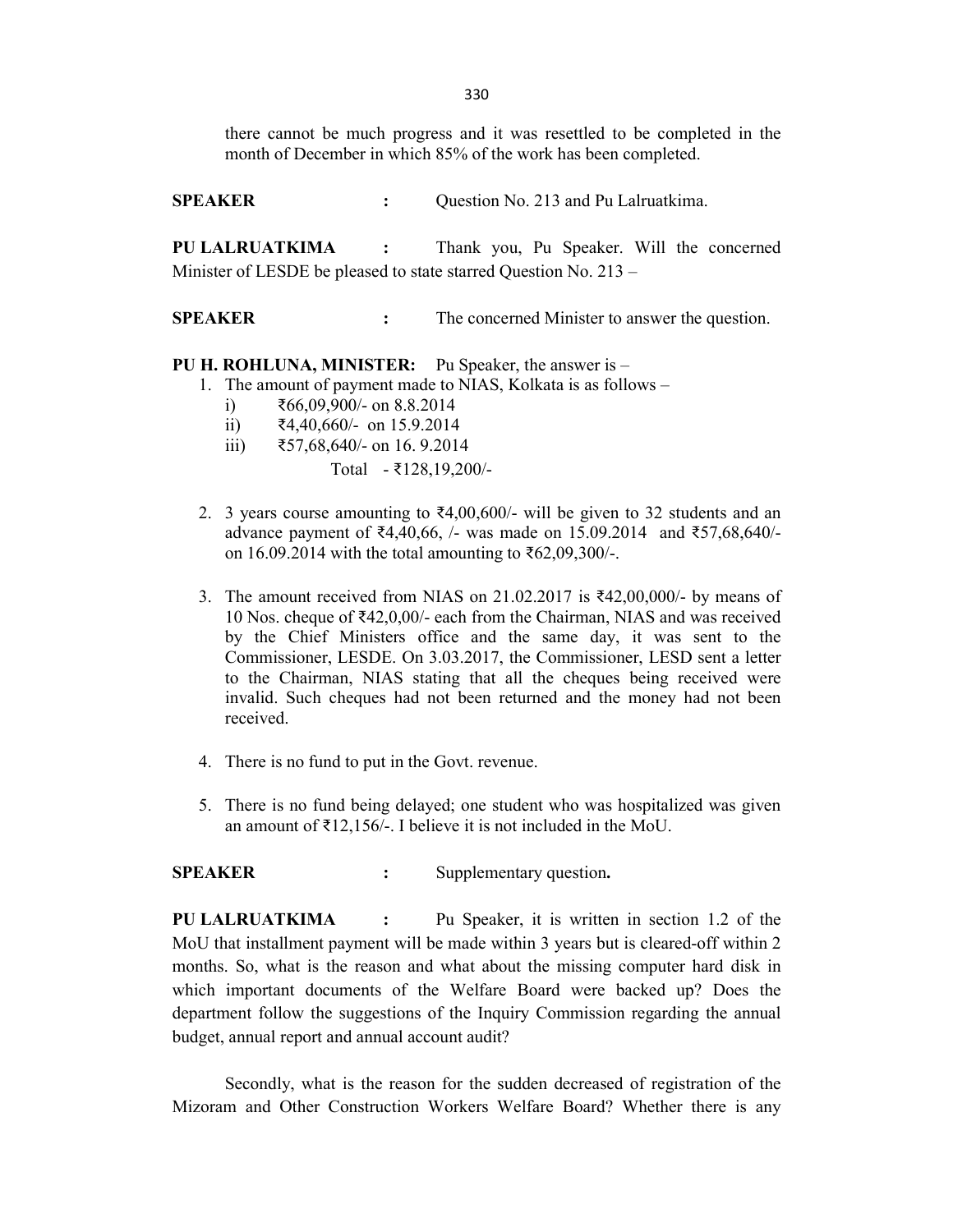there cannot be much progress and it was resettled to be completed in the month of December in which 85% of the work has been completed.

**SPEAKER** : Question No. 213 and Pu Lalruatkima.

**PU LALRUATKIMA** : Thank you, Pu Speaker. Will the concerned Minister of LESDE be pleased to state starred Question No. 213 –

**SPEAKER** : The concerned Minister to answer the question.

**PU H. ROHLUNA, MINISTER:** Pu Speaker, the answer is –

1. The amount of payment made to NIAS, Kolkata is as follows –
   - i) ₹66,09,900/- on 8.8.2014
   - ii) ₹4,40,660/- on 15.9.2014
   - iii) ₹57,68,640/- on 16. 9.2014

   Total - ₹128,19,200/-

2. 3 years course amounting to ₹4,00,600/- will be given to 32 students and an advance payment of ₹4,40,66, /- was made on 15.09.2014 and ₹57,68,640/- on 16.09.2014 with the total amounting to ₹62,09,300/-.

3. The amount received from NIAS on 21.02.2017 is ₹42,00,000/- by means of 10 Nos. cheque of ₹42,0,00/- each from the Chairman, NIAS and was received by the Chief Ministers office and the same day, it was sent to the Commissioner, LESDE. On 3.03.2017, the Commissioner, LESD sent a letter to the Chairman, NIAS stating that all the cheques being received were invalid. Such cheques had not been returned and the money had not been received.

4. There is no fund to put in the Govt. revenue.

5. There is no fund being delayed; one student who was hospitalized was given an amount of ₹12,156/-. I believe it is not included in the MoU.

**SPEAKER** : Supplementary question**.**

**PU LALRUATKIMA** : Pu Speaker, it is written in section 1.2 of the MoU that installment payment will be made within 3 years but is cleared-off within 2 months. So, what is the reason and what about the missing computer hard disk in which important documents of the Welfare Board were backed up? Does the department follow the suggestions of the Inquiry Commission regarding the annual budget, annual report and annual account audit?

Secondly, what is the reason for the sudden decreased of registration of the Mizoram and Other Construction Workers Welfare Board? Whether there is any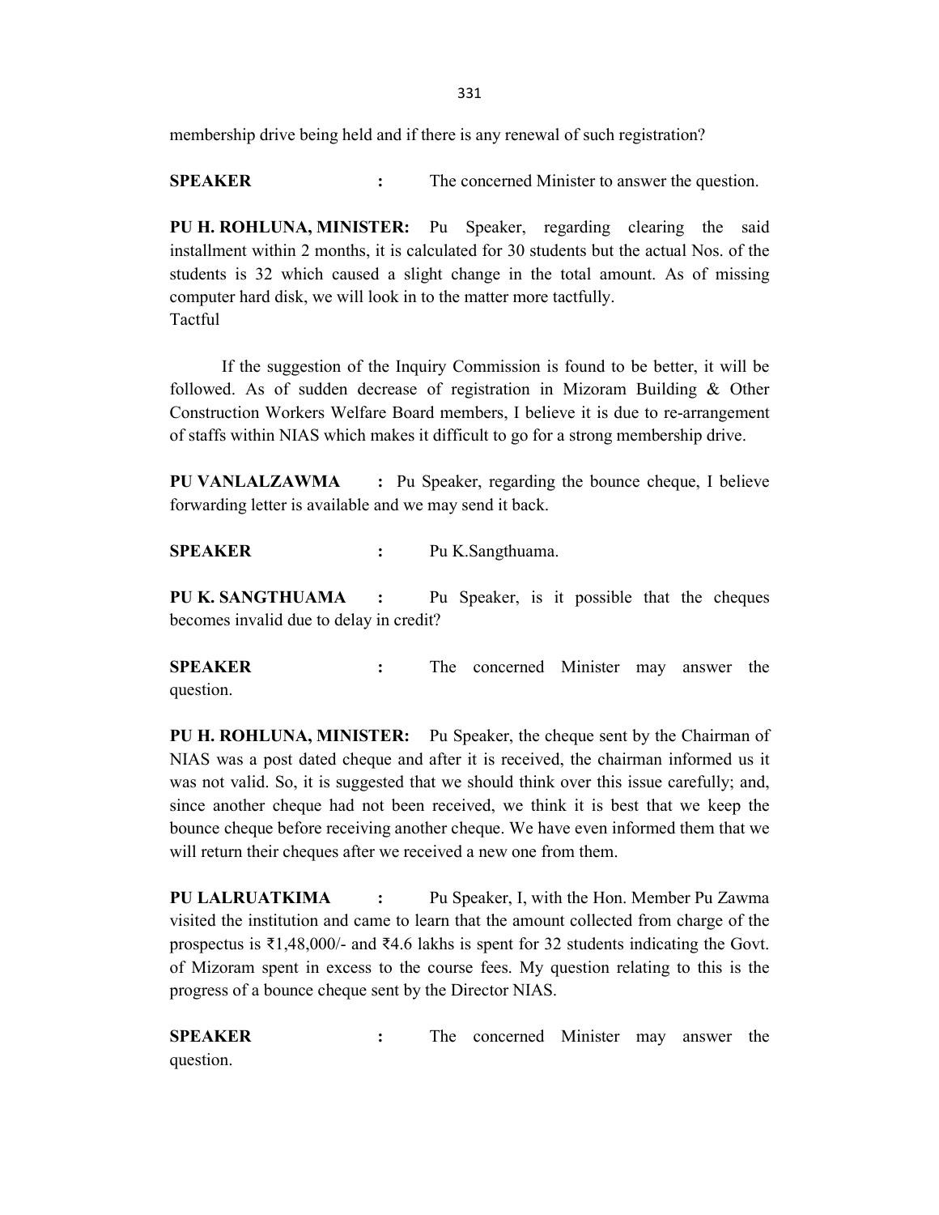membership drive being held and if there is any renewal of such registration?

**SPEAKER** : The concerned Minister to answer the question.

**PU H. ROHLUNA, MINISTER:** Pu Speaker, regarding clearing the said installment within 2 months, it is calculated for 30 students but the actual Nos. of the students is 32 which caused a slight change in the total amount. As of missing computer hard disk, we will look in to the matter more tactfully.
Tactful

If the suggestion of the Inquiry Commission is found to be better, it will be followed. As of sudden decrease of registration in Mizoram Building & Other Construction Workers Welfare Board members, I believe it is due to re-arrangement of staffs within NIAS which makes it difficult to go for a strong membership drive.

**PU VANLALZAWMA** : Pu Speaker, regarding the bounce cheque, I believe forwarding letter is available and we may send it back.

**SPEAKER** : Pu K.Sangthuama.

**PU K. SANGTHUAMA** : Pu Speaker, is it possible that the cheques becomes invalid due to delay in credit?

**SPEAKER** : The concerned Minister may answer the question.

**PU H. ROHLUNA, MINISTER:** Pu Speaker, the cheque sent by the Chairman of NIAS was a post dated cheque and after it is received, the chairman informed us it was not valid. So, it is suggested that we should think over this issue carefully; and, since another cheque had not been received, we think it is best that we keep the bounce cheque before receiving another cheque. We have even informed them that we will return their cheques after we received a new one from them.

**PU LALRUATKIMA** : Pu Speaker, I, with the Hon. Member Pu Zawma visited the institution and came to learn that the amount collected from charge of the prospectus is ₹1,48,000/- and ₹4.6 lakhs is spent for 32 students indicating the Govt. of Mizoram spent in excess to the course fees. My question relating to this is the progress of a bounce cheque sent by the Director NIAS.

**SPEAKER** : The concerned Minister may answer the question.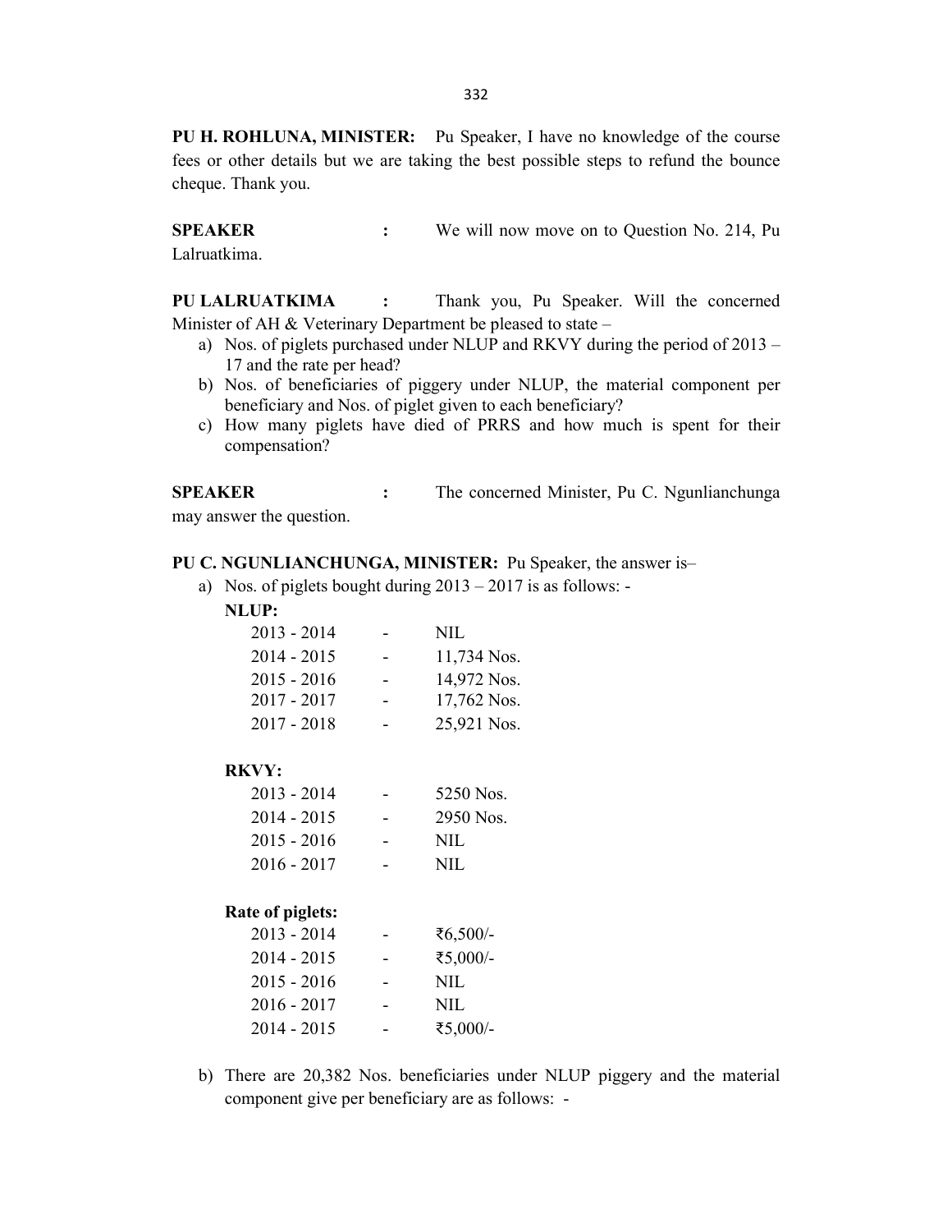**PU H. ROHLUNA, MINISTER:** Pu Speaker, I have no knowledge of the course fees or other details but we are taking the best possible steps to refund the bounce cheque. Thank you.

**SPEAKER** : We will now move on to Question No. 214, Pu Lalruatkima.

**PU LALRUATKIMA** : Thank you, Pu Speaker. Will the concerned Minister of AH & Veterinary Department be pleased to state –

a) Nos. of piglets purchased under NLUP and RKVY during the period of 2013 – 17 and the rate per head?
b) Nos. of beneficiaries of piggery under NLUP, the material component per beneficiary and Nos. of piglet given to each beneficiary?
c) How many piglets have died of PRRS and how much is spent for their compensation?

**SPEAKER** : The concerned Minister, Pu C. Ngunlianchunga may answer the question.

**PU C. NGUNLIANCHUNGA, MINISTER:** Pu Speaker, the answer is–

a) Nos. of piglets bought during 2013 – 2017 is as follows: -

**NLUP:**

| | | |
|---|---|---|
| 2013 - 2014 | - | NIL |
| 2014 - 2015 | - | 11,734 Nos. |
| 2015 - 2016 | - | 14,972 Nos. |
| 2017 - 2017 | - | 17,762 Nos. |
| 2017 - 2018 | - | 25,921 Nos. |

**RKVY:**

| | | |
|---|---|---|
| 2013 - 2014 | - | 5250 Nos. |
| 2014 - 2015 | - | 2950 Nos. |
| 2015 - 2016 | - | NIL |
| 2016 - 2017 | - | NIL |

**Rate of piglets:**

| | | |
|---|---|---|
| 2013 - 2014 | - | ₹6,500/- |
| 2014 - 2015 | - | ₹5,000/- |
| 2015 - 2016 | - | NIL |
| 2016 - 2017 | - | NIL |
| 2014 - 2015 | - | ₹5,000/- |

b) There are 20,382 Nos. beneficiaries under NLUP piggery and the material component give per beneficiary are as follows: -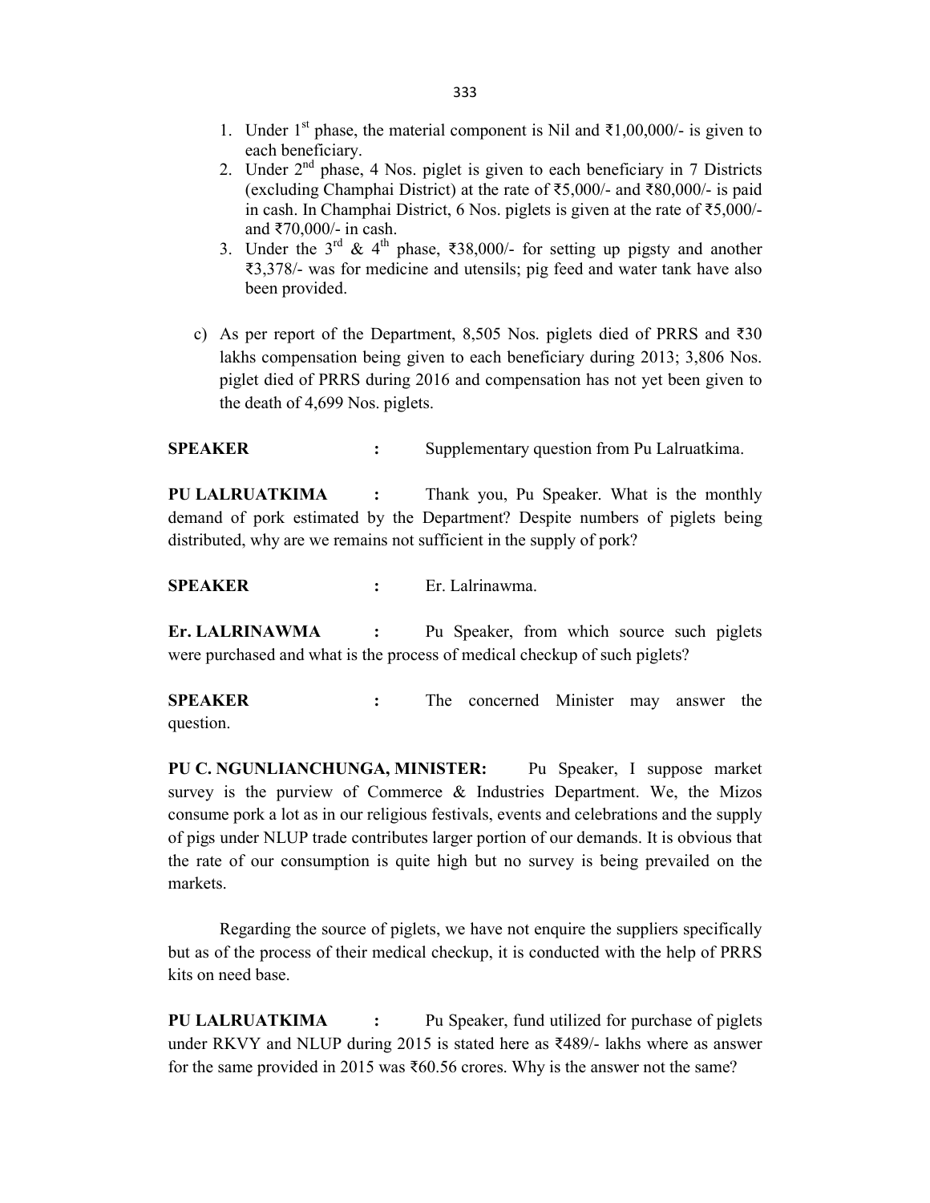1. Under 1st phase, the material component is Nil and ₹1,00,000/- is given to each beneficiary.
2. Under 2nd phase, 4 Nos. piglet is given to each beneficiary in 7 Districts (excluding Champhai District) at the rate of ₹5,000/- and ₹80,000/- is paid in cash. In Champhai District, 6 Nos. piglets is given at the rate of ₹5,000/- and ₹70,000/- in cash.
3. Under the 3rd & 4th phase, ₹38,000/- for setting up pigsty and another ₹3,378/- was for medicine and utensils; pig feed and water tank have also been provided.

c) As per report of the Department, 8,505 Nos. piglets died of PRRS and ₹30 lakhs compensation being given to each beneficiary during 2013; 3,806 Nos. piglet died of PRRS during 2016 and compensation has not yet been given to the death of 4,699 Nos. piglets.

**SPEAKER** : Supplementary question from Pu Lalruatkima.

**PU LALRUATKIMA** : Thank you, Pu Speaker. What is the monthly demand of pork estimated by the Department? Despite numbers of piglets being distributed, why are we remains not sufficient in the supply of pork?

**SPEAKER** : Er. Lalrinawma.

**Er. LALRINAWMA** : Pu Speaker, from which source such piglets were purchased and what is the process of medical checkup of such piglets?

**SPEAKER** : The concerned Minister may answer the question.

**PU C. NGUNLIANCHUNGA, MINISTER:** Pu Speaker, I suppose market survey is the purview of Commerce & Industries Department. We, the Mizos consume pork a lot as in our religious festivals, events and celebrations and the supply of pigs under NLUP trade contributes larger portion of our demands. It is obvious that the rate of our consumption is quite high but no survey is being prevailed on the markets.

Regarding the source of piglets, we have not enquire the suppliers specifically but as of the process of their medical checkup, it is conducted with the help of PRRS kits on need base.

**PU LALRUATKIMA** : Pu Speaker, fund utilized for purchase of piglets under RKVY and NLUP during 2015 is stated here as ₹489/- lakhs where as answer for the same provided in 2015 was ₹60.56 crores. Why is the answer not the same?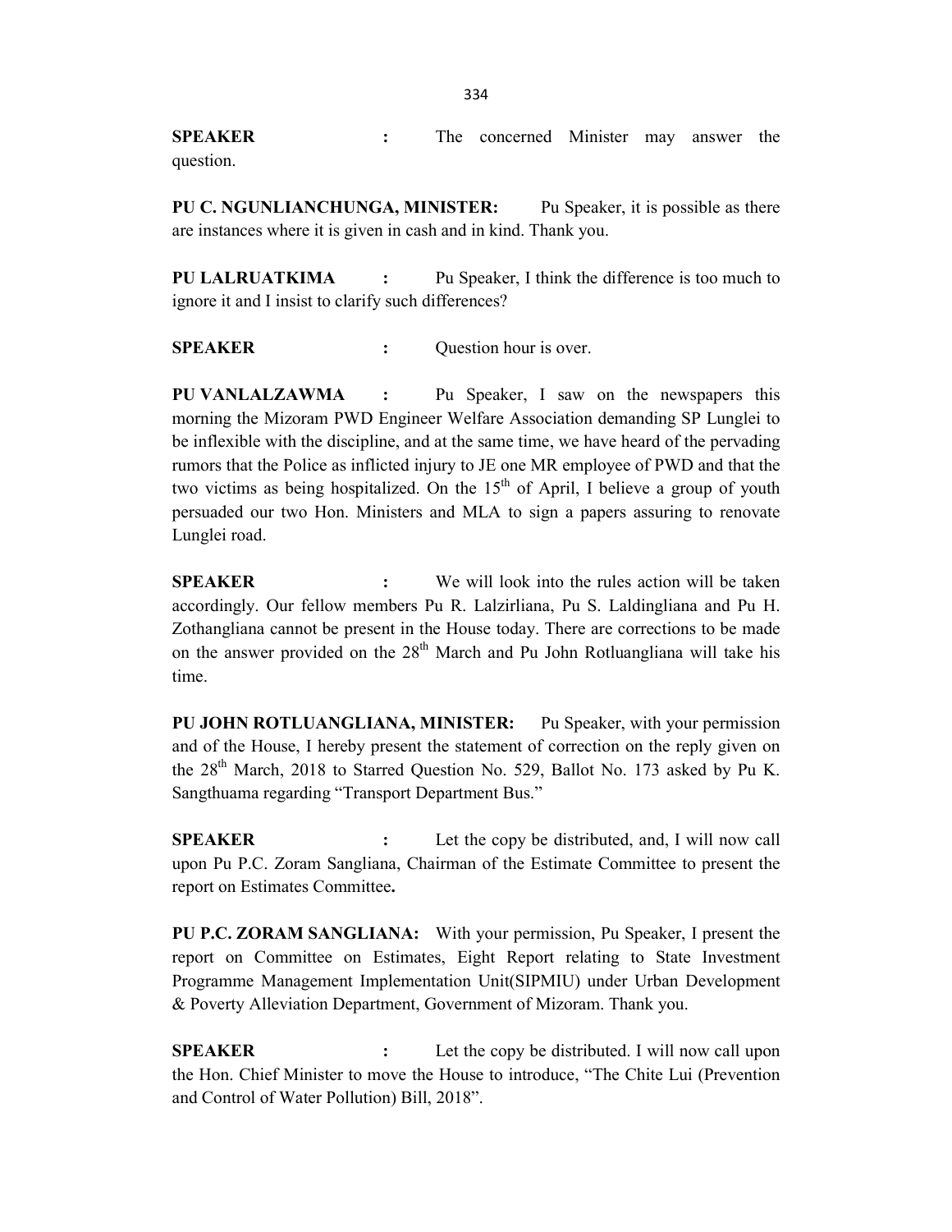**SPEAKER :** The concerned Minister may answer the question.

**PU C. NGUNLIANCHUNGA, MINISTER:** Pu Speaker, it is possible as there are instances where it is given in cash and in kind. Thank you.

**PU LALRUATKIMA :** Pu Speaker, I think the difference is too much to ignore it and I insist to clarify such differences?

**SPEAKER :** Question hour is over.

**PU VANLALZAWMA :** Pu Speaker, I saw on the newspapers this morning the Mizoram PWD Engineer Welfare Association demanding SP Lunglei to be inflexible with the discipline, and at the same time, we have heard of the pervading rumors that the Police as inflicted injury to JE one MR employee of PWD and that the two victims as being hospitalized. On the 15th of April, I believe a group of youth persuaded our two Hon. Ministers and MLA to sign a papers assuring to renovate Lunglei road.

**SPEAKER :** We will look into the rules action will be taken accordingly. Our fellow members Pu R. Lalzirliana, Pu S. Laldingliana and Pu H. Zothangliana cannot be present in the House today. There are corrections to be made on the answer provided on the 28th March and Pu John Rotluangliana will take his time.

**PU JOHN ROTLUANGLIANA, MINISTER:** Pu Speaker, with your permission and of the House, I hereby present the statement of correction on the reply given on the 28th March, 2018 to Starred Question No. 529, Ballot No. 173 asked by Pu K. Sangthuama regarding "Transport Department Bus."

**SPEAKER :** Let the copy be distributed, and, I will now call upon Pu P.C. Zoram Sangliana, Chairman of the Estimate Committee to present the report on Estimates Committee**.**

**PU P.C. ZORAM SANGLIANA:** With your permission, Pu Speaker, I present the report on Committee on Estimates, Eight Report relating to State Investment Programme Management Implementation Unit(SIPMIU) under Urban Development & Poverty Alleviation Department, Government of Mizoram. Thank you.

**SPEAKER :** Let the copy be distributed. I will now call upon the Hon. Chief Minister to move the House to introduce, "The Chite Lui (Prevention and Control of Water Pollution) Bill, 2018".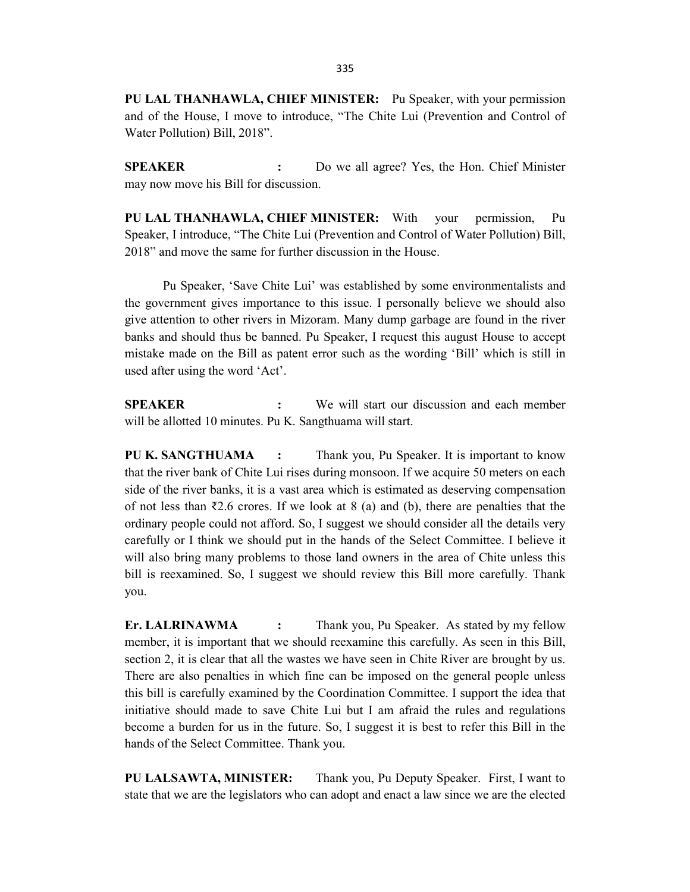**PU LAL THANHAWLA, CHIEF MINISTER:** Pu Speaker, with your permission and of the House, I move to introduce, "The Chite Lui (Prevention and Control of Water Pollution) Bill, 2018".

**SPEAKER :** Do we all agree? Yes, the Hon. Chief Minister may now move his Bill for discussion.

**PU LAL THANHAWLA, CHIEF MINISTER:** With your permission, Pu Speaker, I introduce, "The Chite Lui (Prevention and Control of Water Pollution) Bill, 2018" and move the same for further discussion in the House.

Pu Speaker, 'Save Chite Lui' was established by some environmentalists and the government gives importance to this issue. I personally believe we should also give attention to other rivers in Mizoram. Many dump garbage are found in the river banks and should thus be banned. Pu Speaker, I request this august House to accept mistake made on the Bill as patent error such as the wording 'Bill' which is still in used after using the word 'Act'.

**SPEAKER :** We will start our discussion and each member will be allotted 10 minutes. Pu K. Sangthuama will start.

**PU K. SANGTHUAMA :** Thank you, Pu Speaker. It is important to know that the river bank of Chite Lui rises during monsoon. If we acquire 50 meters on each side of the river banks, it is a vast area which is estimated as deserving compensation of not less than ₹2.6 crores. If we look at 8 (a) and (b), there are penalties that the ordinary people could not afford. So, I suggest we should consider all the details very carefully or I think we should put in the hands of the Select Committee. I believe it will also bring many problems to those land owners in the area of Chite unless this bill is reexamined. So, I suggest we should review this Bill more carefully. Thank you.

**Er. LALRINAWMA :** Thank you, Pu Speaker. As stated by my fellow member, it is important that we should reexamine this carefully. As seen in this Bill, section 2, it is clear that all the wastes we have seen in Chite River are brought by us. There are also penalties in which fine can be imposed on the general people unless this bill is carefully examined by the Coordination Committee. I support the idea that initiative should made to save Chite Lui but I am afraid the rules and regulations become a burden for us in the future. So, I suggest it is best to refer this Bill in the hands of the Select Committee. Thank you.

**PU LALSAWTA, MINISTER:** Thank you, Pu Deputy Speaker. First, I want to state that we are the legislators who can adopt and enact a law since we are the elected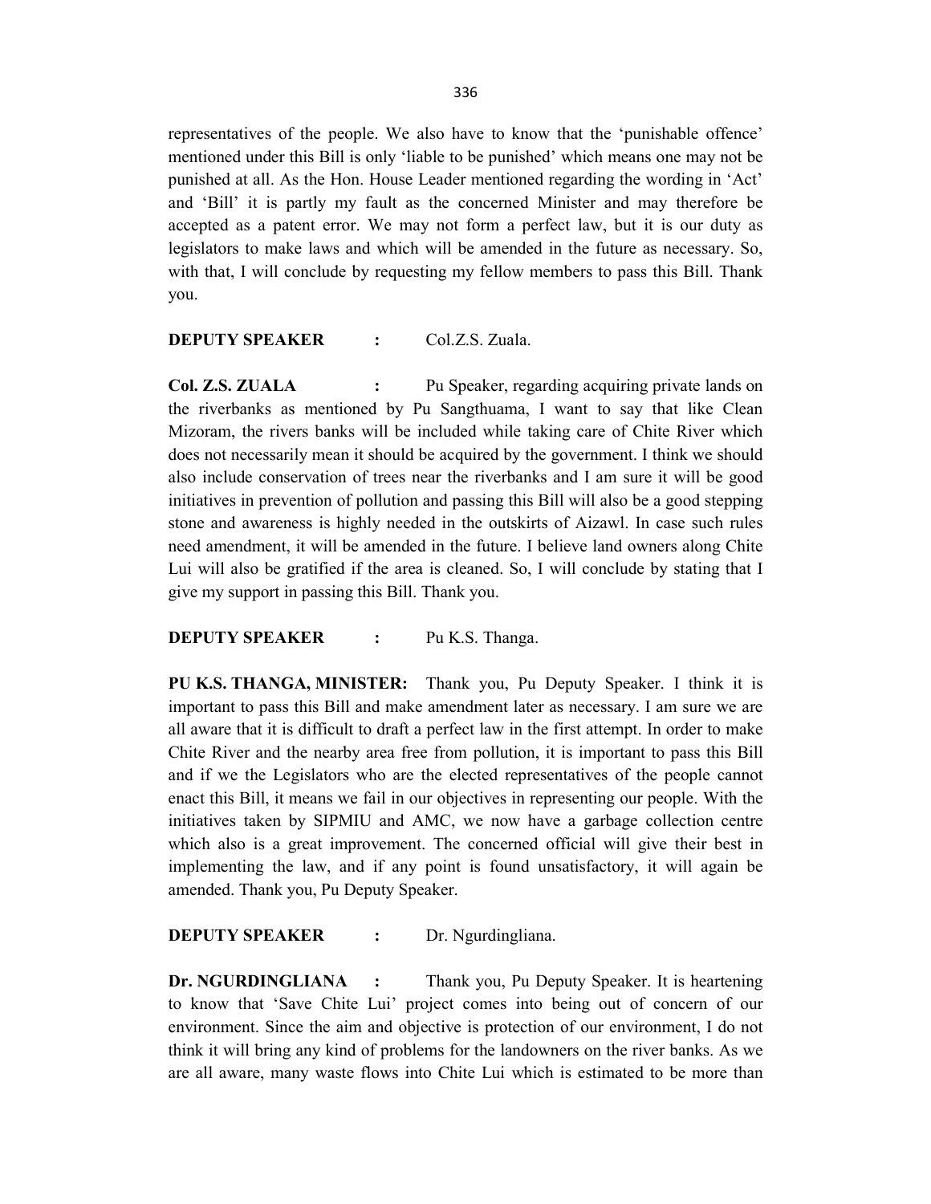representatives of the people. We also have to know that the 'punishable offence' mentioned under this Bill is only 'liable to be punished' which means one may not be punished at all. As the Hon. House Leader mentioned regarding the wording in 'Act' and 'Bill' it is partly my fault as the concerned Minister and may therefore be accepted as a patent error. We may not form a perfect law, but it is our duty as legislators to make laws and which will be amended in the future as necessary. So, with that, I will conclude by requesting my fellow members to pass this Bill. Thank you.

**DEPUTY SPEAKER :** Col.Z.S. Zuala.

**Col. Z.S. ZUALA :** Pu Speaker, regarding acquiring private lands on the riverbanks as mentioned by Pu Sangthuama, I want to say that like Clean Mizoram, the rivers banks will be included while taking care of Chite River which does not necessarily mean it should be acquired by the government. I think we should also include conservation of trees near the riverbanks and I am sure it will be good initiatives in prevention of pollution and passing this Bill will also be a good stepping stone and awareness is highly needed in the outskirts of Aizawl. In case such rules need amendment, it will be amended in the future. I believe land owners along Chite Lui will also be gratified if the area is cleaned. So, I will conclude by stating that I give my support in passing this Bill. Thank you.

**DEPUTY SPEAKER :** Pu K.S. Thanga.

**PU K.S. THANGA, MINISTER:** Thank you, Pu Deputy Speaker. I think it is important to pass this Bill and make amendment later as necessary. I am sure we are all aware that it is difficult to draft a perfect law in the first attempt. In order to make Chite River and the nearby area free from pollution, it is important to pass this Bill and if we the Legislators who are the elected representatives of the people cannot enact this Bill, it means we fail in our objectives in representing our people. With the initiatives taken by SIPMIU and AMC, we now have a garbage collection centre which also is a great improvement. The concerned official will give their best in implementing the law, and if any point is found unsatisfactory, it will again be amended. Thank you, Pu Deputy Speaker.

**DEPUTY SPEAKER :** Dr. Ngurdingliana.

**Dr. NGURDINGLIANA :** Thank you, Pu Deputy Speaker. It is heartening to know that 'Save Chite Lui' project comes into being out of concern of our environment. Since the aim and objective is protection of our environment, I do not think it will bring any kind of problems for the landowners on the river banks. As we are all aware, many waste flows into Chite Lui which is estimated to be more than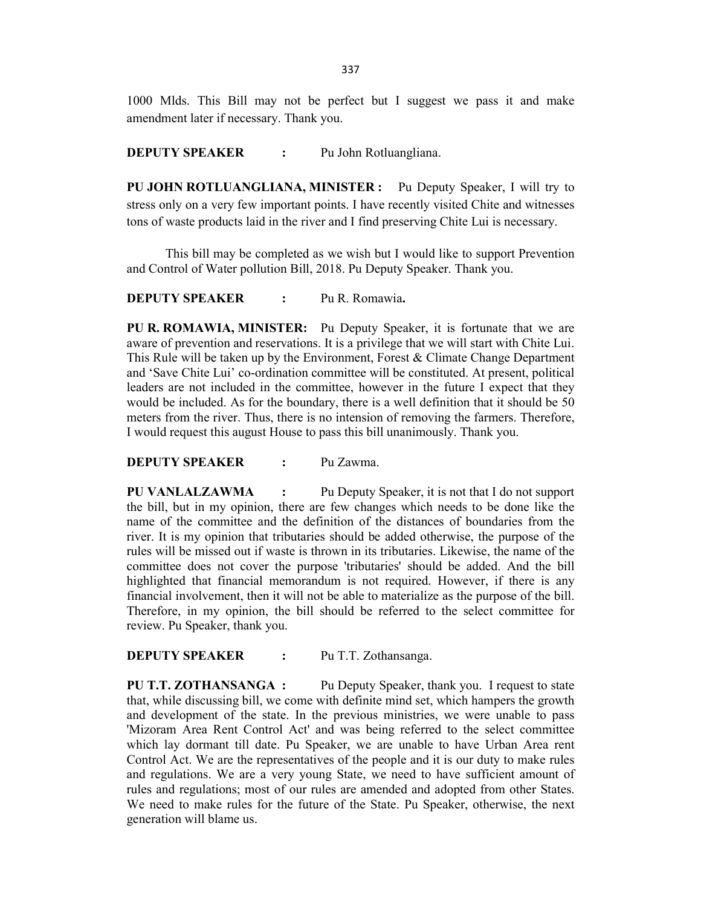1000 Mlds. This Bill may not be perfect but I suggest we pass it and make amendment later if necessary. Thank you.

**DEPUTY SPEAKER :** Pu John Rotluangliana.

**PU JOHN ROTLUANGLIANA, MINISTER :** Pu Deputy Speaker, I will try to stress only on a very few important points. I have recently visited Chite and witnesses tons of waste products laid in the river and I find preserving Chite Lui is necessary.

This bill may be completed as we wish but I would like to support Prevention and Control of Water pollution Bill, 2018. Pu Deputy Speaker. Thank you.

**DEPUTY SPEAKER :** Pu R. Romawia**.**

**PU R. ROMAWIA, MINISTER:** Pu Deputy Speaker, it is fortunate that we are aware of prevention and reservations. It is a privilege that we will start with Chite Lui. This Rule will be taken up by the Environment, Forest & Climate Change Department and 'Save Chite Lui' co-ordination committee will be constituted. At present, political leaders are not included in the committee, however in the future I expect that they would be included. As for the boundary, there is a well definition that it should be 50 meters from the river. Thus, there is no intension of removing the farmers. Therefore, I would request this august House to pass this bill unanimously. Thank you.

**DEPUTY SPEAKER :** Pu Zawma.

**PU VANLALZAWMA :** Pu Deputy Speaker, it is not that I do not support the bill, but in my opinion, there are few changes which needs to be done like the name of the committee and the definition of the distances of boundaries from the river. It is my opinion that tributaries should be added otherwise, the purpose of the rules will be missed out if waste is thrown in its tributaries. Likewise, the name of the committee does not cover the purpose 'tributaries' should be added. And the bill highlighted that financial memorandum is not required. However, if there is any financial involvement, then it will not be able to materialize as the purpose of the bill. Therefore, in my opinion, the bill should be referred to the select committee for review. Pu Speaker, thank you.

**DEPUTY SPEAKER :** Pu T.T. Zothansanga.

**PU T.T. ZOTHANSANGA :** Pu Deputy Speaker, thank you. I request to state that, while discussing bill, we come with definite mind set, which hampers the growth and development of the state. In the previous ministries, we were unable to pass 'Mizoram Area Rent Control Act' and was being referred to the select committee which lay dormant till date. Pu Speaker, we are unable to have Urban Area rent Control Act. We are the representatives of the people and it is our duty to make rules and regulations. We are a very young State, we need to have sufficient amount of rules and regulations; most of our rules are amended and adopted from other States. We need to make rules for the future of the State. Pu Speaker, otherwise, the next generation will blame us.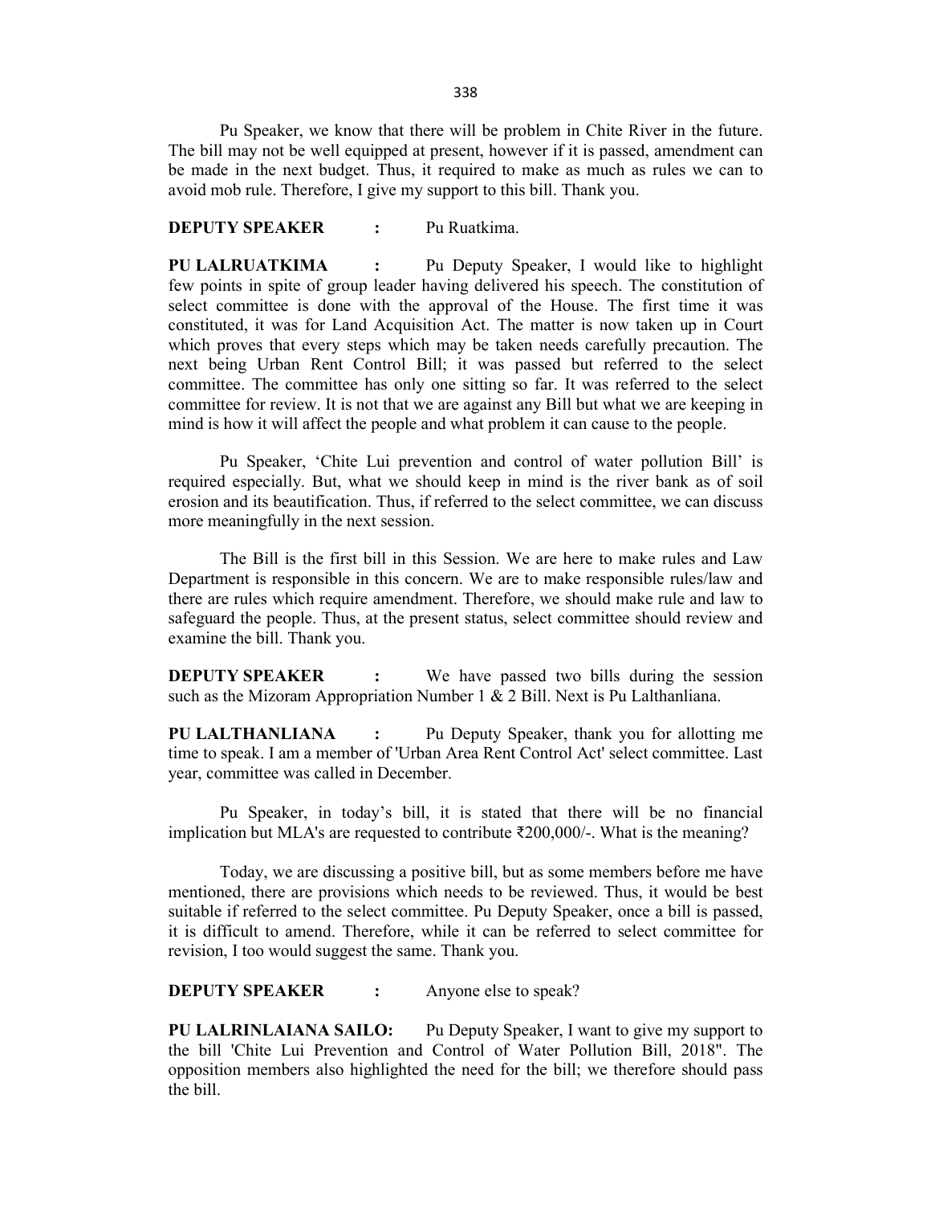Pu Speaker, we know that there will be problem in Chite River in the future. The bill may not be well equipped at present, however if it is passed, amendment can be made in the next budget. Thus, it required to make as much as rules we can to avoid mob rule. Therefore, I give my support to this bill. Thank you.

**DEPUTY SPEAKER :** Pu Ruatkima.

**PU LALRUATKIMA :** Pu Deputy Speaker, I would like to highlight few points in spite of group leader having delivered his speech. The constitution of select committee is done with the approval of the House. The first time it was constituted, it was for Land Acquisition Act. The matter is now taken up in Court which proves that every steps which may be taken needs carefully precaution. The next being Urban Rent Control Bill; it was passed but referred to the select committee. The committee has only one sitting so far. It was referred to the select committee for review. It is not that we are against any Bill but what we are keeping in mind is how it will affect the people and what problem it can cause to the people.

Pu Speaker, 'Chite Lui prevention and control of water pollution Bill' is required especially. But, what we should keep in mind is the river bank as of soil erosion and its beautification. Thus, if referred to the select committee, we can discuss more meaningfully in the next session.

The Bill is the first bill in this Session. We are here to make rules and Law Department is responsible in this concern. We are to make responsible rules/law and there are rules which require amendment. Therefore, we should make rule and law to safeguard the people. Thus, at the present status, select committee should review and examine the bill. Thank you.

**DEPUTY SPEAKER :** We have passed two bills during the session such as the Mizoram Appropriation Number 1 & 2 Bill. Next is Pu Lalthanliana.

**PU LALTHANLIANA :** Pu Deputy Speaker, thank you for allotting me time to speak. I am a member of 'Urban Area Rent Control Act' select committee. Last year, committee was called in December.

Pu Speaker, in today's bill, it is stated that there will be no financial implication but MLA's are requested to contribute ₹200,000/-. What is the meaning?

Today, we are discussing a positive bill, but as some members before me have mentioned, there are provisions which needs to be reviewed. Thus, it would be best suitable if referred to the select committee. Pu Deputy Speaker, once a bill is passed, it is difficult to amend. Therefore, while it can be referred to select committee for revision, I too would suggest the same. Thank you.

**DEPUTY SPEAKER :** Anyone else to speak?

**PU LALRINLAIANA SAILO:** Pu Deputy Speaker, I want to give my support to the bill 'Chite Lui Prevention and Control of Water Pollution Bill, 2018". The opposition members also highlighted the need for the bill; we therefore should pass the bill.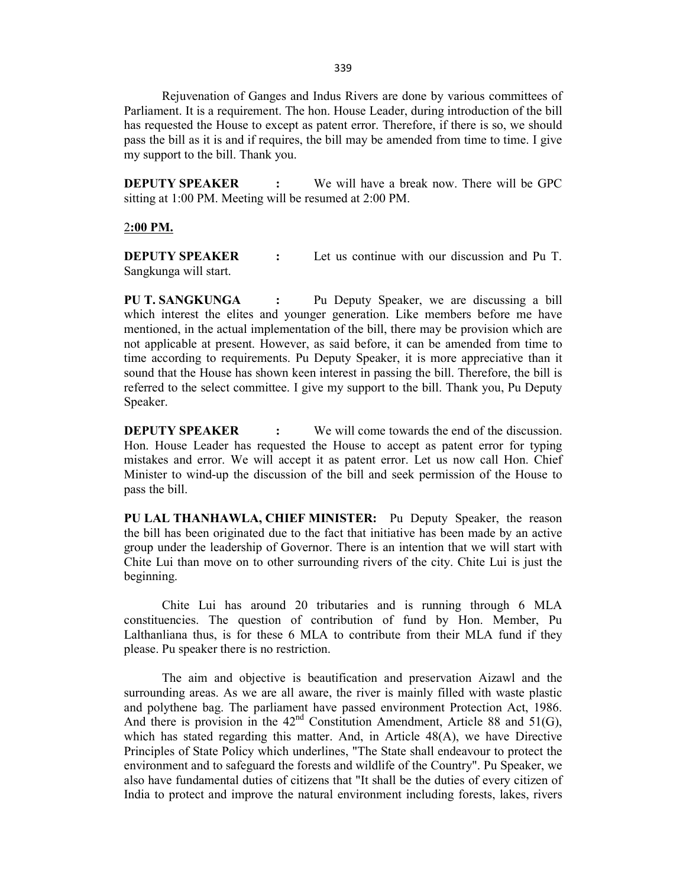Rejuvenation of Ganges and Indus Rivers are done by various committees of Parliament. It is a requirement. The hon. House Leader, during introduction of the bill has requested the House to except as patent error. Therefore, if there is so, we should pass the bill as it is and if requires, the bill may be amended from time to time. I give my support to the bill. Thank you.

**DEPUTY SPEAKER :** We will have a break now. There will be GPC sitting at 1:00 PM. Meeting will be resumed at 2:00 PM.

**2:00 PM.**

**DEPUTY SPEAKER :** Let us continue with our discussion and Pu T. Sangkunga will start.

**PU T. SANGKUNGA :** Pu Deputy Speaker, we are discussing a bill which interest the elites and younger generation. Like members before me have mentioned, in the actual implementation of the bill, there may be provision which are not applicable at present. However, as said before, it can be amended from time to time according to requirements. Pu Deputy Speaker, it is more appreciative than it sound that the House has shown keen interest in passing the bill. Therefore, the bill is referred to the select committee. I give my support to the bill. Thank you, Pu Deputy Speaker.

**DEPUTY SPEAKER :** We will come towards the end of the discussion. Hon. House Leader has requested the House to accept as patent error for typing mistakes and error. We will accept it as patent error. Let us now call Hon. Chief Minister to wind-up the discussion of the bill and seek permission of the House to pass the bill.

**PU LAL THANHAWLA, CHIEF MINISTER:** Pu Deputy Speaker, the reason the bill has been originated due to the fact that initiative has been made by an active group under the leadership of Governor. There is an intention that we will start with Chite Lui than move on to other surrounding rivers of the city. Chite Lui is just the beginning.

Chite Lui has around 20 tributaries and is running through 6 MLA constituencies. The question of contribution of fund by Hon. Member, Pu Lalthanliana thus, is for these 6 MLA to contribute from their MLA fund if they please. Pu speaker there is no restriction.

The aim and objective is beautification and preservation Aizawl and the surrounding areas. As we are all aware, the river is mainly filled with waste plastic and polythene bag. The parliament have passed environment Protection Act, 1986. And there is provision in the 42nd Constitution Amendment, Article 88 and 51(G), which has stated regarding this matter. And, in Article 48(A), we have Directive Principles of State Policy which underlines, "The State shall endeavour to protect the environment and to safeguard the forests and wildlife of the Country". Pu Speaker, we also have fundamental duties of citizens that "It shall be the duties of every citizen of India to protect and improve the natural environment including forests, lakes, rivers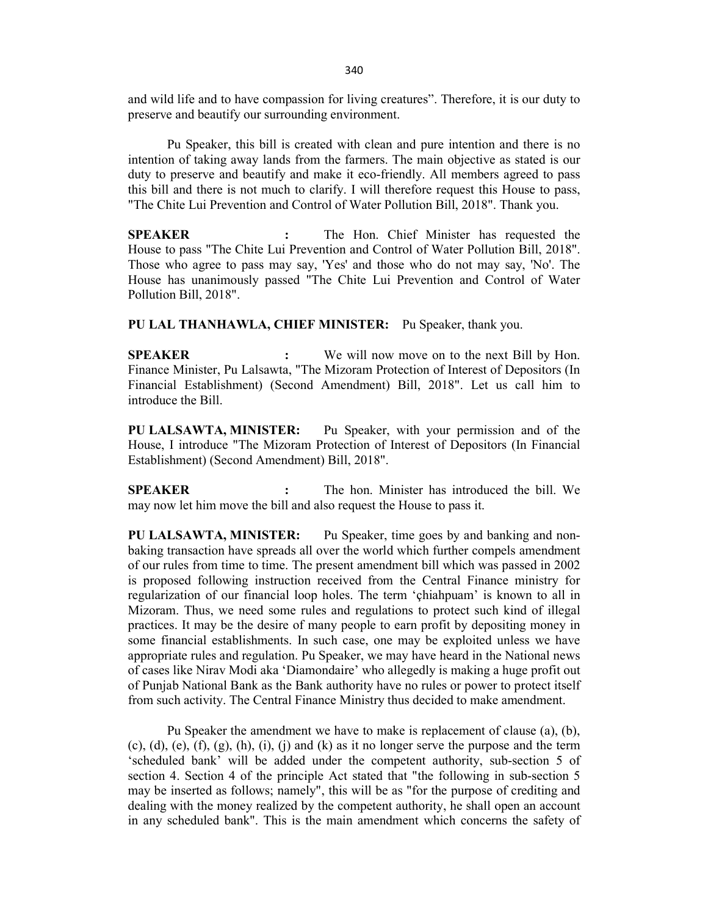and wild life and to have compassion for living creatures". Therefore, it is our duty to preserve and beautify our surrounding environment.

Pu Speaker, this bill is created with clean and pure intention and there is no intention of taking away lands from the farmers. The main objective as stated is our duty to preserve and beautify and make it eco-friendly. All members agreed to pass this bill and there is not much to clarify. I will therefore request this House to pass, "The Chite Lui Prevention and Control of Water Pollution Bill, 2018". Thank you.

**SPEAKER :** The Hon. Chief Minister has requested the House to pass "The Chite Lui Prevention and Control of Water Pollution Bill, 2018". Those who agree to pass may say, 'Yes' and those who do not may say, 'No'. The House has unanimously passed "The Chite Lui Prevention and Control of Water Pollution Bill, 2018".

**PU LAL THANHAWLA, CHIEF MINISTER:** Pu Speaker, thank you.

**SPEAKER :** We will now move on to the next Bill by Hon. Finance Minister, Pu Lalsawta, "The Mizoram Protection of Interest of Depositors (In Financial Establishment) (Second Amendment) Bill, 2018". Let us call him to introduce the Bill.

**PU LALSAWTA, MINISTER:** Pu Speaker, with your permission and of the House, I introduce "The Mizoram Protection of Interest of Depositors (In Financial Establishment) (Second Amendment) Bill, 2018".

**SPEAKER :** The hon. Minister has introduced the bill. We may now let him move the bill and also request the House to pass it.

**PU LALSAWTA, MINISTER:** Pu Speaker, time goes by and banking and non-baking transaction have spreads all over the world which further compels amendment of our rules from time to time. The present amendment bill which was passed in 2002 is proposed following instruction received from the Central Finance ministry for regularization of our financial loop holes. The term 'çhiahpuam' is known to all in Mizoram. Thus, we need some rules and regulations to protect such kind of illegal practices. It may be the desire of many people to earn profit by depositing money in some financial establishments. In such case, one may be exploited unless we have appropriate rules and regulation. Pu Speaker, we may have heard in the National news of cases like Nirav Modi aka 'Diamondaire' who allegedly is making a huge profit out of Punjab National Bank as the Bank authority have no rules or power to protect itself from such activity. The Central Finance Ministry thus decided to make amendment.

Pu Speaker the amendment we have to make is replacement of clause (a), (b), (c), (d), (e), (f), (g), (h), (i), (j) and (k) as it no longer serve the purpose and the term 'scheduled bank' will be added under the competent authority, sub-section 5 of section 4. Section 4 of the principle Act stated that "the following in sub-section 5 may be inserted as follows; namely", this will be as "for the purpose of crediting and dealing with the money realized by the competent authority, he shall open an account in any scheduled bank". This is the main amendment which concerns the safety of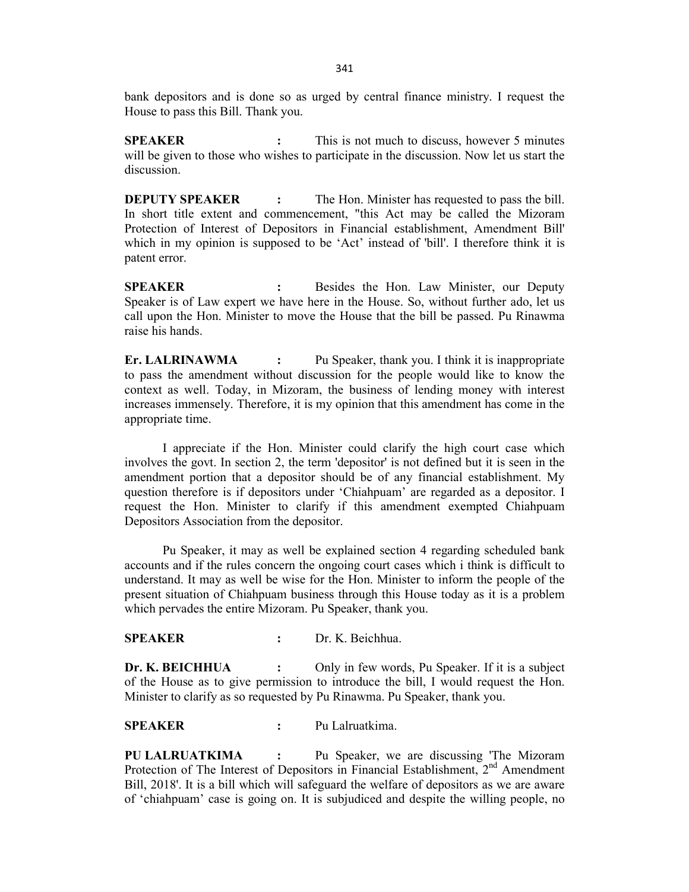bank depositors and is done so as urged by central finance ministry. I request the House to pass this Bill. Thank you.

**SPEAKER** : This is not much to discuss, however 5 minutes will be given to those who wishes to participate in the discussion. Now let us start the discussion.

**DEPUTY SPEAKER** : The Hon. Minister has requested to pass the bill. In short title extent and commencement, "this Act may be called the Mizoram Protection of Interest of Depositors in Financial establishment, Amendment Bill' which in my opinion is supposed to be 'Act' instead of 'bill'. I therefore think it is patent error.

**SPEAKER** : Besides the Hon. Law Minister, our Deputy Speaker is of Law expert we have here in the House. So, without further ado, let us call upon the Hon. Minister to move the House that the bill be passed. Pu Rinawma raise his hands.

**Er. LALRINAWMA** : Pu Speaker, thank you. I think it is inappropriate to pass the amendment without discussion for the people would like to know the context as well. Today, in Mizoram, the business of lending money with interest increases immensely. Therefore, it is my opinion that this amendment has come in the appropriate time.

I appreciate if the Hon. Minister could clarify the high court case which involves the govt. In section 2, the term 'depositor' is not defined but it is seen in the amendment portion that a depositor should be of any financial establishment. My question therefore is if depositors under 'Chiahpuam' are regarded as a depositor. I request the Hon. Minister to clarify if this amendment exempted Chiahpuam Depositors Association from the depositor.

Pu Speaker, it may as well be explained section 4 regarding scheduled bank accounts and if the rules concern the ongoing court cases which i think is difficult to understand. It may as well be wise for the Hon. Minister to inform the people of the present situation of Chiahpuam business through this House today as it is a problem which pervades the entire Mizoram. Pu Speaker, thank you.

**SPEAKER** : Dr. K. Beichhua.

**Dr. K. BEICHHUA** : Only in few words, Pu Speaker. If it is a subject of the House as to give permission to introduce the bill, I would request the Hon. Minister to clarify as so requested by Pu Rinawma. Pu Speaker, thank you.

**SPEAKER** : Pu Lalruatkima.

**PU LALRUATKIMA** : Pu Speaker, we are discussing 'The Mizoram Protection of The Interest of Depositors in Financial Establishment, 2nd Amendment Bill, 2018'. It is a bill which will safeguard the welfare of depositors as we are aware of 'chiahpuam' case is going on. It is subjudiced and despite the willing people, no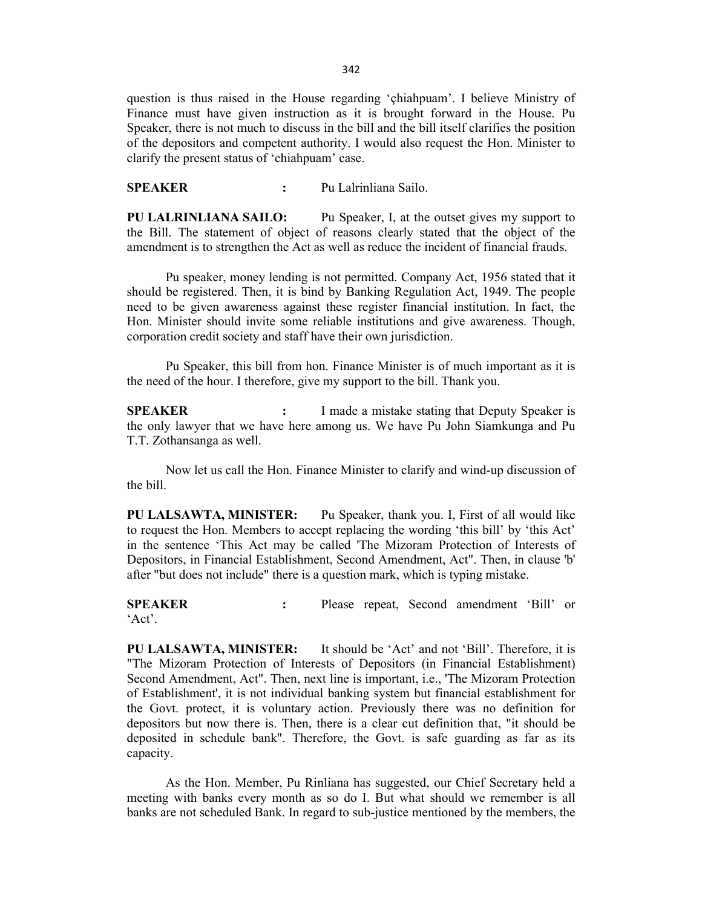question is thus raised in the House regarding 'çhiahpuam'. I believe Ministry of Finance must have given instruction as it is brought forward in the House. Pu Speaker, there is not much to discuss in the bill and the bill itself clarifies the position of the depositors and competent authority. I would also request the Hon. Minister to clarify the present status of 'chiahpuam' case.

**SPEAKER :** Pu Lalrinliana Sailo.

**PU LALRINLIANA SAILO:** Pu Speaker, I, at the outset gives my support to the Bill. The statement of object of reasons clearly stated that the object of the amendment is to strengthen the Act as well as reduce the incident of financial frauds.

Pu speaker, money lending is not permitted. Company Act, 1956 stated that it should be registered. Then, it is bind by Banking Regulation Act, 1949. The people need to be given awareness against these register financial institution. In fact, the Hon. Minister should invite some reliable institutions and give awareness. Though, corporation credit society and staff have their own jurisdiction.

Pu Speaker, this bill from hon. Finance Minister is of much important as it is the need of the hour. I therefore, give my support to the bill. Thank you.

**SPEAKER :** I made a mistake stating that Deputy Speaker is the only lawyer that we have here among us. We have Pu John Siamkunga and Pu T.T. Zothansanga as well.

Now let us call the Hon. Finance Minister to clarify and wind-up discussion of the bill.

**PU LALSAWTA, MINISTER:** Pu Speaker, thank you. I, First of all would like to request the Hon. Members to accept replacing the wording 'this bill' by 'this Act' in the sentence 'This Act may be called 'The Mizoram Protection of Interests of Depositors, in Financial Establishment, Second Amendment, Act". Then, in clause 'b' after "but does not include" there is a question mark, which is typing mistake.

**SPEAKER :** Please repeat, Second amendment 'Bill' or 'Act'.

**PU LALSAWTA, MINISTER:** It should be 'Act' and not 'Bill'. Therefore, it is "The Mizoram Protection of Interests of Depositors (in Financial Establishment) Second Amendment, Act". Then, next line is important, i.e., 'The Mizoram Protection of Establishment', it is not individual banking system but financial establishment for the Govt. protect, it is voluntary action. Previously there was no definition for depositors but now there is. Then, there is a clear cut definition that, "it should be deposited in schedule bank". Therefore, the Govt. is safe guarding as far as its capacity.

As the Hon. Member, Pu Rinliana has suggested, our Chief Secretary held a meeting with banks every month as so do I. But what should we remember is all banks are not scheduled Bank. In regard to sub-justice mentioned by the members, the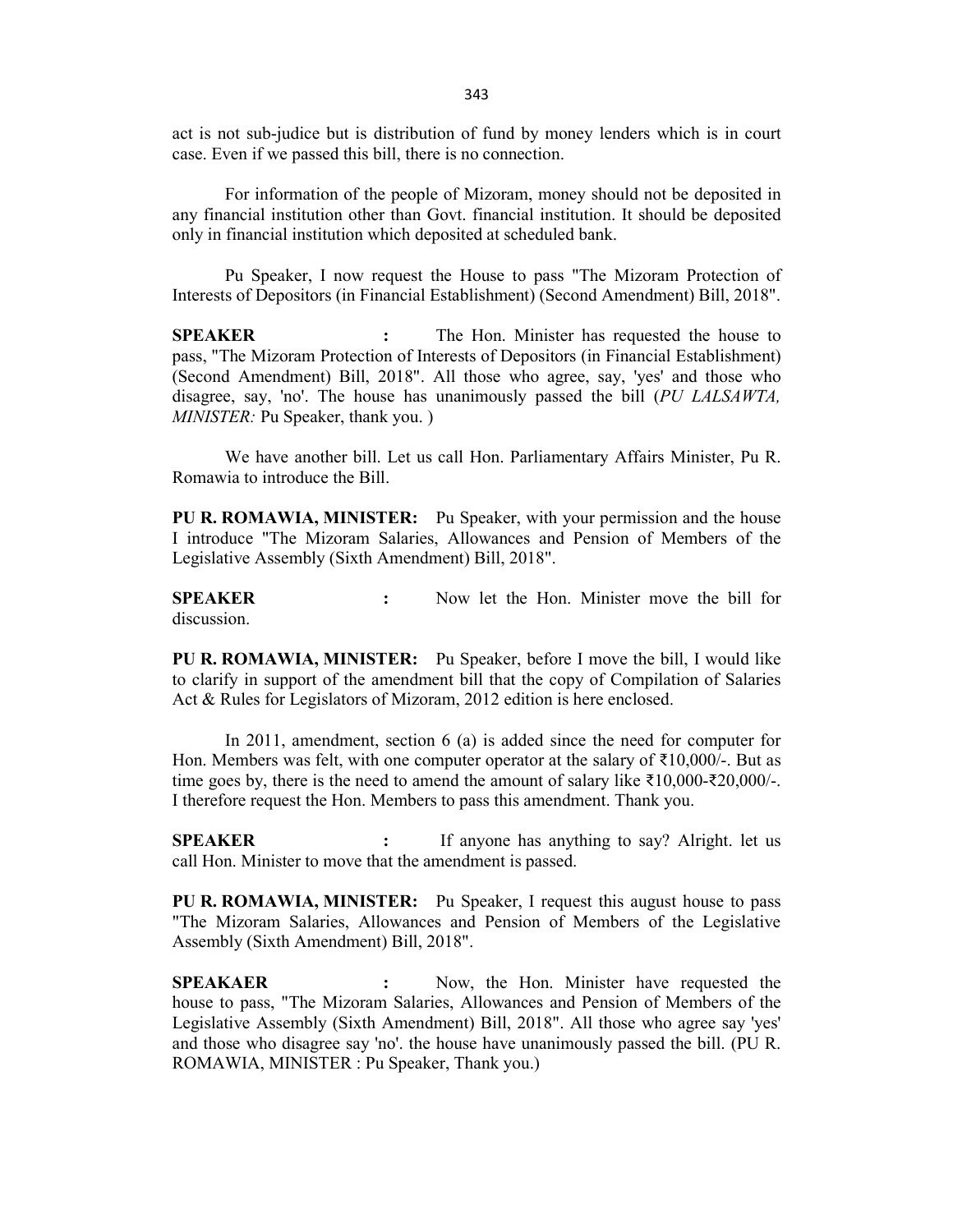act is not sub-judice but is distribution of fund by money lenders which is in court case. Even if we passed this bill, there is no connection.

For information of the people of Mizoram, money should not be deposited in any financial institution other than Govt. financial institution. It should be deposited only in financial institution which deposited at scheduled bank.

Pu Speaker, I now request the House to pass "The Mizoram Protection of Interests of Depositors (in Financial Establishment) (Second Amendment) Bill, 2018".

**SPEAKER** : The Hon. Minister has requested the house to pass, "The Mizoram Protection of Interests of Depositors (in Financial Establishment) (Second Amendment) Bill, 2018". All those who agree, say, 'yes' and those who disagree, say, 'no'. The house has unanimously passed the bill (*PU LALSAWTA, MINISTER:* Pu Speaker, thank you. )

We have another bill. Let us call Hon. Parliamentary Affairs Minister, Pu R. Romawia to introduce the Bill.

**PU R. ROMAWIA, MINISTER:** Pu Speaker, with your permission and the house I introduce "The Mizoram Salaries, Allowances and Pension of Members of the Legislative Assembly (Sixth Amendment) Bill, 2018".

**SPEAKER** : Now let the Hon. Minister move the bill for discussion.

**PU R. ROMAWIA, MINISTER:** Pu Speaker, before I move the bill, I would like to clarify in support of the amendment bill that the copy of Compilation of Salaries Act & Rules for Legislators of Mizoram, 2012 edition is here enclosed.

In 2011, amendment, section 6 (a) is added since the need for computer for Hon. Members was felt, with one computer operator at the salary of ₹10,000/-. But as time goes by, there is the need to amend the amount of salary like ₹10,000-₹20,000/-. I therefore request the Hon. Members to pass this amendment. Thank you.

**SPEAKER** : If anyone has anything to say? Alright. let us call Hon. Minister to move that the amendment is passed.

**PU R. ROMAWIA, MINISTER:** Pu Speaker, I request this august house to pass "The Mizoram Salaries, Allowances and Pension of Members of the Legislative Assembly (Sixth Amendment) Bill, 2018".

**SPEAKAER** : Now, the Hon. Minister have requested the house to pass, "The Mizoram Salaries, Allowances and Pension of Members of the Legislative Assembly (Sixth Amendment) Bill, 2018". All those who agree say 'yes' and those who disagree say 'no'. the house have unanimously passed the bill. (PU R. ROMAWIA, MINISTER : Pu Speaker, Thank you.)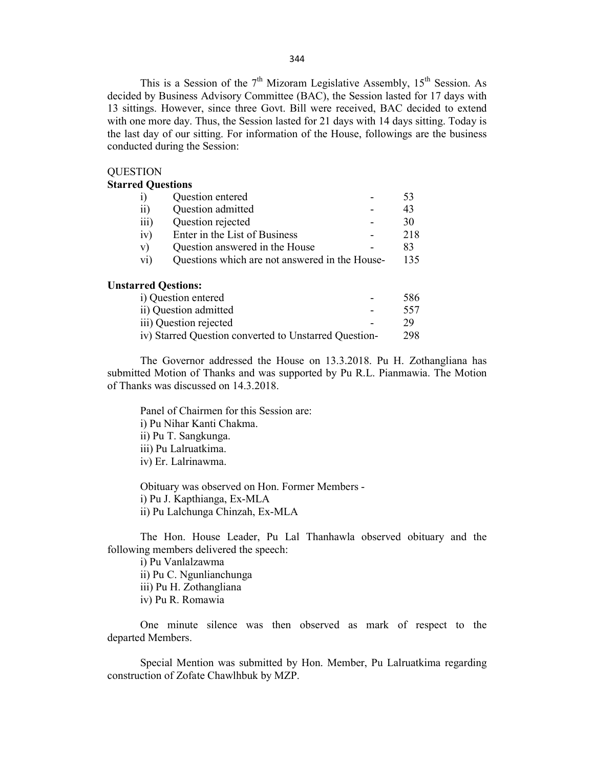This is a Session of the 7th Mizoram Legislative Assembly, 15th Session. As decided by Business Advisory Committee (BAC), the Session lasted for 17 days with 13 sittings. However, since three Govt. Bill were received, BAC decided to extend with one more day. Thus, the Session lasted for 21 days with 14 days sitting. Today is the last day of our sitting. For information of the House, followings are the business conducted during the Session:

QUESTION

**Starred Questions**

| | | | |
|---|---|---|---|
| i) | Question entered | - | 53 |
| ii) | Question admitted | - | 43 |
| iii) | Question rejected | - | 30 |
| iv) | Enter in the List of Business | - | 218 |
| v) | Question answered in the House | - | 83 |
| vi) | Questions which are not answered in the House- | | 135 |

**Unstarred Qestions:**

| | | |
|---|---|---|
| i) Question entered | - | 586 |
| ii) Question admitted | - | 557 |
| iii) Question rejected | - | 29 |
| iv) Starred Question converted to Unstarred Question- | | 298 |

The Governor addressed the House on 13.3.2018. Pu H. Zothangliana has submitted Motion of Thanks and was supported by Pu R.L. Pianmawia. The Motion of Thanks was discussed on 14.3.2018.

Panel of Chairmen for this Session are:
i) Pu Nihar Kanti Chakma.
ii) Pu T. Sangkunga.
iii) Pu Lalruatkima.
iv) Er. Lalrinawma.

Obituary was observed on Hon. Former Members -
i) Pu J. Kapthianga, Ex-MLA
ii) Pu Lalchunga Chinzah, Ex-MLA

The Hon. House Leader, Pu Lal Thanhawla observed obituary and the following members delivered the speech:
i) Pu Vanlalzawma
ii) Pu C. Ngunlianchunga
iii) Pu H. Zothangliana
iv) Pu R. Romawia

One minute silence was then observed as mark of respect to the departed Members.

Special Mention was submitted by Hon. Member, Pu Lalruatkima regarding construction of Zofate Chawlhbuk by MZP.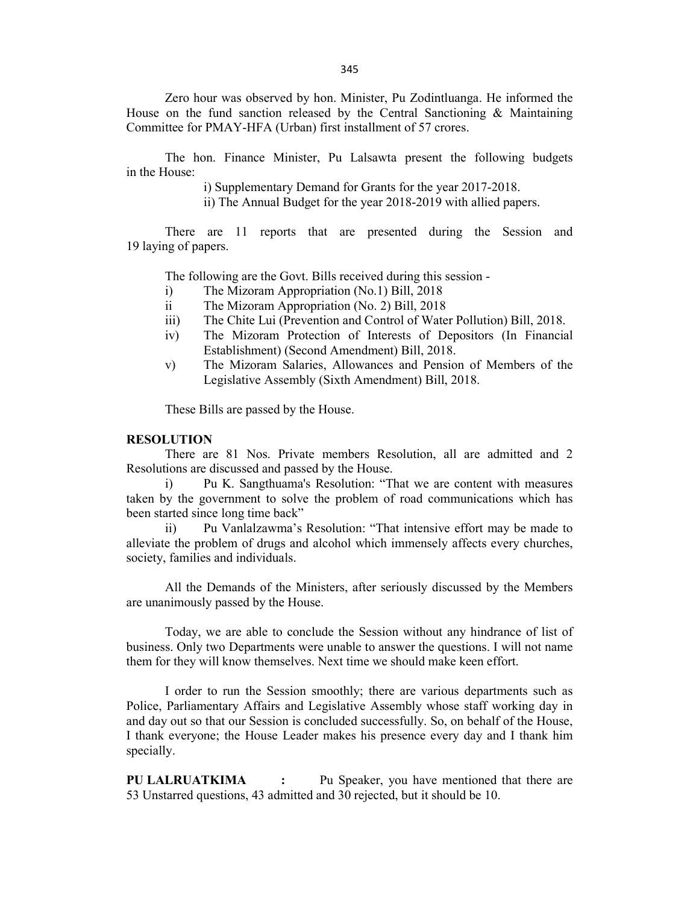Zero hour was observed by hon. Minister, Pu Zodintluanga. He informed the House on the fund sanction released by the Central Sanctioning & Maintaining Committee for PMAY-HFA (Urban) first installment of 57 crores.

The hon. Finance Minister, Pu Lalsawta present the following budgets in the House:

i) Supplementary Demand for Grants for the year 2017-2018.

ii) The Annual Budget for the year 2018-2019 with allied papers.

There are 11 reports that are presented during the Session and 19 laying of papers.

The following are the Govt. Bills received during this session -

i) The Mizoram Appropriation (No.1) Bill, 2018

ii The Mizoram Appropriation (No. 2) Bill, 2018

iii) The Chite Lui (Prevention and Control of Water Pollution) Bill, 2018.

iv) The Mizoram Protection of Interests of Depositors (In Financial Establishment) (Second Amendment) Bill, 2018.

v) The Mizoram Salaries, Allowances and Pension of Members of the Legislative Assembly (Sixth Amendment) Bill, 2018.

These Bills are passed by the House.

**RESOLUTION**

There are 81 Nos. Private members Resolution, all are admitted and 2 Resolutions are discussed and passed by the House.

i) Pu K. Sangthuama's Resolution: “That we are content with measures taken by the government to solve the problem of road communications which has been started since long time back”

ii) Pu Vanlalzawma’s Resolution: “That intensive effort may be made to alleviate the problem of drugs and alcohol which immensely affects every churches, society, families and individuals.

All the Demands of the Ministers, after seriously discussed by the Members are unanimously passed by the House.

Today, we are able to conclude the Session without any hindrance of list of business. Only two Departments were unable to answer the questions. I will not name them for they will know themselves. Next time we should make keen effort.

I order to run the Session smoothly; there are various departments such as Police, Parliamentary Affairs and Legislative Assembly whose staff working day in and day out so that our Session is concluded successfully. So, on behalf of the House, I thank everyone; the House Leader makes his presence every day and I thank him specially.

**PU LALRUATKIMA :** Pu Speaker, you have mentioned that there are 53 Unstarred questions, 43 admitted and 30 rejected, but it should be 10.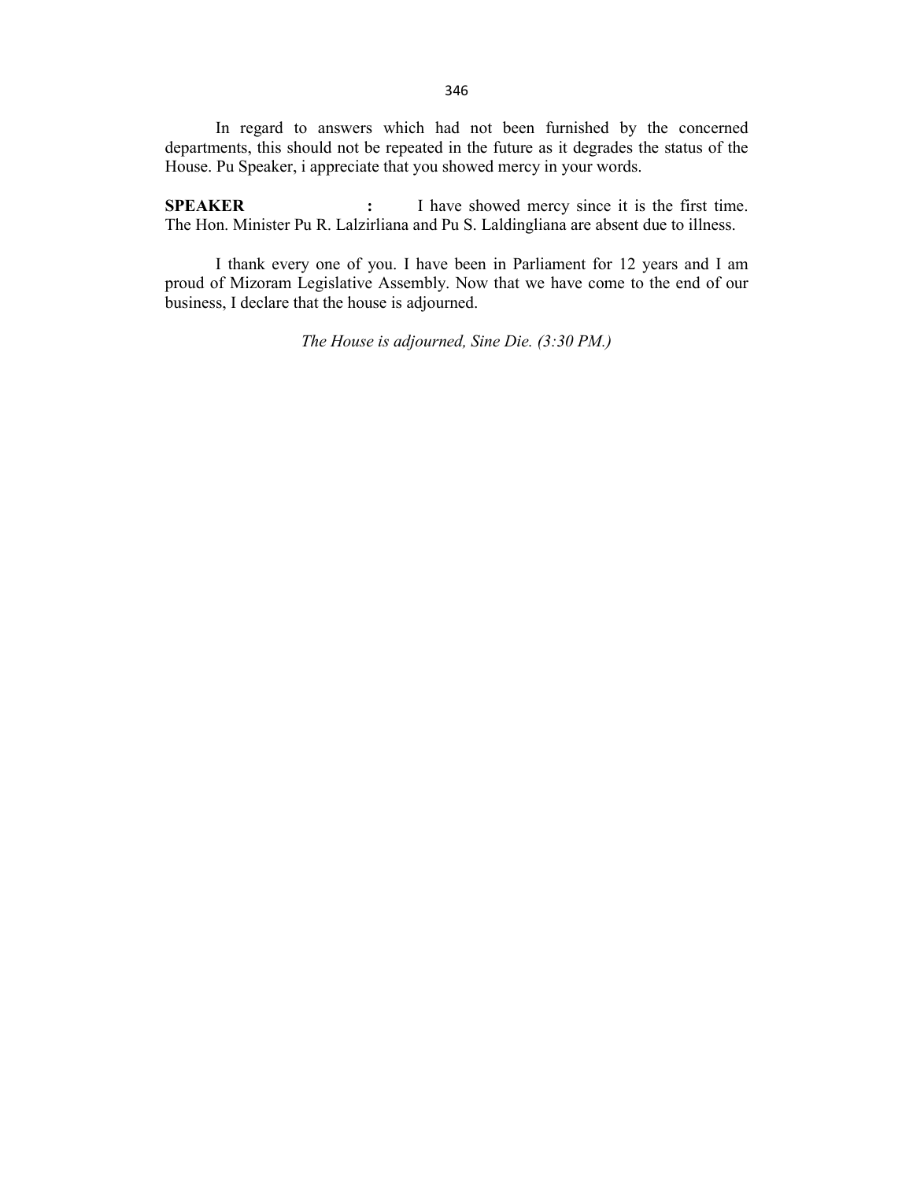In regard to answers which had not been furnished by the concerned departments, this should not be repeated in the future as it degrades the status of the House. Pu Speaker, i appreciate that you showed mercy in your words.

**SPEAKER :** I have showed mercy since it is the first time. The Hon. Minister Pu R. Lalzirliana and Pu S. Laldingliana are absent due to illness.

I thank every one of you. I have been in Parliament for 12 years and I am proud of Mizoram Legislative Assembly. Now that we have come to the end of our business, I declare that the house is adjourned.

*The House is adjourned, Sine Die. (3:30 PM.)*